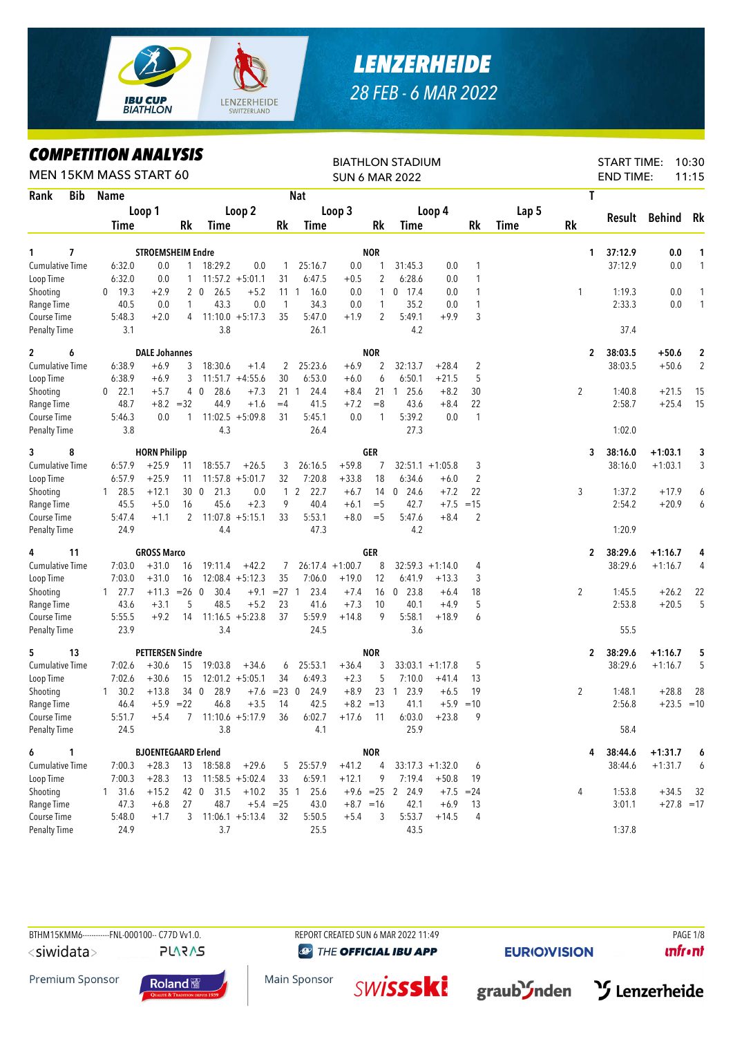# LENZERHEIDE

28 FEB - 6 MAR 2022

## COMPETITION ANALYSIS

MEN 15KM MASS START 60

BIATHLON STADIUM
SUN 6 MAR 2022

START TIME: 10:30
END TIME: 11:15

| Rank | Bib | Name | | Nat | | | | | | | | | | T | Result | Behind | Rk |
|---|---|---|---|---|---|---|---|---|---|---|---|---|---|---|---|---|---|
| | | Loop 1 Time | | Rk | Loop 2 Time | | Rk | Loop 3 Time | | Rk | Loop 4 Time | | Rk | Lap 5 Time | Rk | | |
| **1** | **7** | **STROEMSHEIM Endre** | | | | | | **NOR** | | | | | | **1** | **37:12.9** | **0.0** | **1** |
| Cumulative Time | | 6:32.0 | 0.0 | 1 | 18:29.2 | 0.0 | 1 | 25:16.7 | 0.0 | 1 | 31:45.3 | 0.0 | 1 | | 37:12.9 | 0.0 | 1 |
| Loop Time | | 6:32.0 | 0.0 | 1 | 11:57.2 | +5:01.1 | 31 | 6:47.5 | +0.5 | 2 | 6:28.6 | 0.0 | 1 | | | | |
| Shooting | | 0 19.3 | +2.9 | 2 | 0 26.5 | +5.2 | 11 | 1 16.0 | 0.0 | 1 | 0 17.4 | 0.0 | 1 | 1 | 1:19.3 | 0.0 | 1 |
| Range Time | | 40.5 | 0.0 | 1 | 43.3 | 0.0 | 1 | 34.3 | 0.0 | 1 | 35.2 | 0.0 | 1 | | 2:33.3 | 0.0 | 1 |
| Course Time | | 5:48.3 | +2.0 | 4 | 11:10.0 | +5:17.3 | 35 | 5:47.0 | +1.9 | 2 | 5:49.1 | +9.9 | 3 | | | | |
| Penalty Time | | 3.1 | | | 3.8 | | | 26.1 | | | 4.2 | | | | 37.4 | | |
| **2** | **6** | **DALE Johannes** | | | | | | **NOR** | | | | | | **2** | **38:03.5** | **+50.6** | **2** |
| Cumulative Time | | 6:38.9 | +6.9 | 3 | 18:30.6 | +1.4 | 2 | 25:23.6 | +6.9 | 2 | 32:13.7 | +28.4 | 2 | | 38:03.5 | +50.6 | 2 |
| Loop Time | | 6:38.9 | +6.9 | 3 | 11:51.7 | +4:55.6 | 30 | 6:53.0 | +6.0 | 6 | 6:50.1 | +21.5 | 5 | | | | |
| Shooting | | 0 22.1 | +5.7 | 4 | 0 28.6 | +7.3 | 21 | 1 24.4 | +8.4 | 21 | 1 25.6 | +8.2 | 30 | 2 | 1:40.8 | +21.5 | 15 |
| Range Time | | 48.7 | +8.2 | =32 | 44.9 | +1.6 | =4 | 41.5 | +7.2 | =8 | 43.6 | +8.4 | 22 | | 2:58.7 | +25.4 | 15 |
| Course Time | | 5:46.3 | 0.0 | 1 | 11:02.5 | +5:09.8 | 31 | 5:45.1 | 0.0 | 1 | 5:39.2 | 0.0 | 1 | | | | |
| Penalty Time | | 3.8 | | | 4.3 | | | 26.4 | | | 27.3 | | | | 1:02.0 | | |
| **3** | **8** | **HORN Philipp** | | | | | | **GER** | | | | | | **3** | **38:16.0** | **+1:03.1** | **3** |
| Cumulative Time | | 6:57.9 | +25.9 | 11 | 18:55.7 | +26.5 | 3 | 26:16.5 | +59.8 | 7 | 32:51.1 | +1:05.8 | 3 | | 38:16.0 | +1:03.1 | 3 |
| Loop Time | | 6:57.9 | +25.9 | 11 | 11:57.8 | +5:01.7 | 32 | 7:20.8 | +33.8 | 18 | 6:34.6 | +6.0 | 2 | | | | |
| Shooting | | 1 28.5 | +12.1 | 30 | 0 21.3 | 0.0 | 1 | 2 22.7 | +6.7 | 14 | 0 24.6 | +7.2 | 22 | 3 | 1:37.2 | +17.9 | 6 |
| Range Time | | 45.5 | +5.0 | 16 | 45.6 | +2.3 | 9 | 40.4 | +6.1 | =5 | 42.7 | +7.5 | =15 | | 2:54.2 | +20.9 | 6 |
| Course Time | | 5:47.4 | +1.1 | 2 | 11:07.8 | +5:15.1 | 33 | 5:53.1 | +8.0 | =5 | 5:47.6 | +8.4 | 2 | | | | |
| Penalty Time | | 24.9 | | | 4.4 | | | 47.3 | | | 4.2 | | | | 1:20.9 | | |
| **4** | **11** | **GROSS Marco** | | | | | | **GER** | | | | | | **2** | **38:29.6** | **+1:16.7** | **4** |
| Cumulative Time | | 7:03.0 | +31.0 | 16 | 19:11.4 | +42.2 | 7 | 26:17.4 | +1:00.7 | 8 | 32:59.3 | +1:14.0 | 4 | | 38:29.6 | +1:16.7 | 4 |
| Loop Time | | 7:03.0 | +31.0 | 16 | 12:08.4 | +5:12.3 | 35 | 7:06.0 | +19.0 | 12 | 6:41.9 | +13.3 | 3 | | | | |
| Shooting | | 1 27.7 | +11.3 | =26 | 0 30.4 | +9.1 | =27 | 1 23.4 | +7.4 | 16 | 0 23.8 | +6.4 | 18 | 2 | 1:45.5 | +26.2 | 22 |
| Range Time | | 43.6 | +3.1 | 5 | 48.5 | +5.2 | 23 | 41.6 | +7.3 | 10 | 40.1 | +4.9 | 5 | | 2:53.8 | +20.5 | 5 |
| Course Time | | 5:55.5 | +9.2 | 14 | 11:16.5 | +5:23.8 | 37 | 5:59.9 | +14.8 | 9 | 5:58.1 | +18.9 | 6 | | | | |
| Penalty Time | | 23.9 | | | 3.4 | | | 24.5 | | | 3.6 | | | | 55.5 | | |
| **5** | **13** | **PETTERSEN Sindre** | | | | | | **NOR** | | | | | | **2** | **38:29.6** | **+1:16.7** | **5** |
| Cumulative Time | | 7:02.6 | +30.6 | 15 | 19:03.8 | +34.6 | 6 | 25:53.1 | +36.4 | 3 | 33:03.1 | +1:17.8 | 5 | | 38:29.6 | +1:16.7 | 5 |
| Loop Time | | 7:02.6 | +30.6 | 15 | 12:01.2 | +5:05.1 | 34 | 6:49.3 | +2.3 | 5 | 7:10.0 | +41.4 | 13 | | | | |
| Shooting | | 1 30.2 | +13.8 | 34 | 0 28.9 | +7.6 | =23 | 0 24.9 | +8.9 | 23 | 1 23.9 | +6.5 | 19 | 2 | 1:48.1 | +28.8 | 28 |
| Range Time | | 46.4 | +5.9 | =22 | 46.8 | +3.5 | 14 | 42.5 | +8.2 | =13 | 41.1 | +5.9 | =10 | | 2:56.8 | +23.5 | =10 |
| Course Time | | 5:51.7 | +5.4 | 7 | 11:10.6 | +5:17.9 | 36 | 6:02.7 | +17.6 | 11 | 6:03.0 | +23.8 | 9 | | | | |
| Penalty Time | | 24.5 | | | 3.8 | | | 4.1 | | | 25.9 | | | | 58.4 | | |
| **6** | **1** | **BJOENTEGAARD Erlend** | | | | | | **NOR** | | | | | | **4** | **38:44.6** | **+1:31.7** | **6** |
| Cumulative Time | | 7:00.3 | +28.3 | 13 | 18:58.8 | +29.6 | 5 | 25:57.9 | +41.2 | 4 | 33:17.3 | +1:32.0 | 6 | | 38:44.6 | +1:31.7 | 6 |
| Loop Time | | 7:00.3 | +28.3 | 13 | 11:58.5 | +5:02.4 | 33 | 6:59.1 | +12.1 | 9 | 7:19.4 | +50.8 | 19 | | | | |
| Shooting | | 1 31.6 | +15.2 | 42 | 0 31.5 | +10.2 | 35 | 1 25.6 | +9.6 | =25 | 2 24.9 | +7.5 | =24 | 4 | 1:53.8 | +34.5 | 32 |
| Range Time | | 47.3 | +6.8 | 27 | 48.7 | +5.4 | =25 | 43.0 | +8.7 | =16 | 42.1 | +6.9 | 13 | | 3:01.1 | +27.8 | =17 |
| Course Time | | 5:48.0 | +1.7 | 3 | 11:06.1 | +5:13.4 | 32 | 5:50.5 | +5.4 | 3 | 5:53.7 | +14.5 | 4 | | | | |
| Penalty Time | | 24.9 | | | 3.7 | | | 25.5 | | | 43.5 | | | | 1:37.8 | | |

BTHM15KMM6-----------FNL-000100-- C77D Vv1.0.
REPORT CREATED SUN 6 MAR 2022 11:49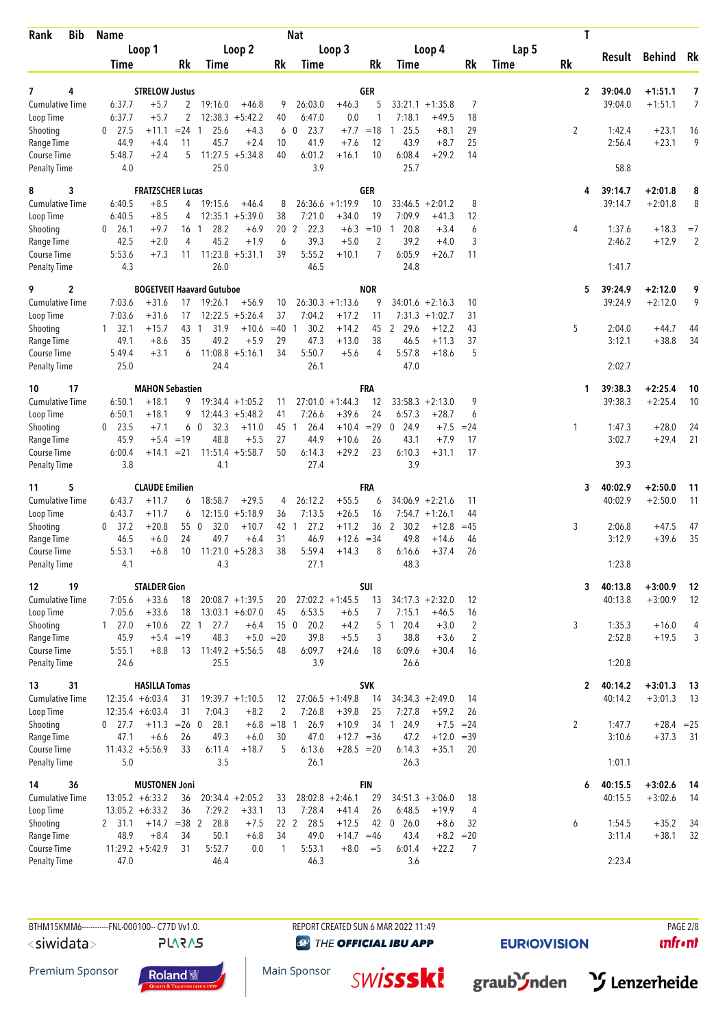| Rank | Bib | Name | | | Nat | | | | | | | | | T | | | |
|---|---|---|---|---|---|---|---|---|---|---|---|---|---|---|---|---|---|
| | | Loop 1 | | | Loop 2 | | | Loop 3 | | | Loop 4 | | | Lap 5 | | Result | Behind | Rk |
| | | Time | | Rk | Time | | Rk | Time | | Rk | Time | | Rk | Time | Rk | | | |
| **7** | **4** | **STRELOW Justus** | | | | | | **GER** | | | | | | | **2** | **39:04.0** | **+1:51.1** | **7** |
| Cumulative Time | | 6:37.7 | +5.7 | 2 | 19:16.0 | +46.8 | 9 | 26:03.0 | +46.3 | 5 | 33:21.1 | +1:35.8 | 7 | | | 39:04.0 | +1:51.1 | 7 |
| Loop Time | | 6:37.7 | +5.7 | 2 | 12:38.3 | +5:42.2 | 40 | 6:47.0 | 0.0 | 1 | 7:18.1 | +49.5 | 18 | | | | | |
| Shooting | | 0 27.5 | +11.1 | =24 | 1 25.6 | +4.3 | 6 | 0 23.7 | +7.7 | =18 | 1 25.5 | +8.1 | 29 | | 2 | 1:42.4 | +23.1 | 16 |
| Range Time | | 44.9 | +4.4 | 11 | 45.7 | +2.4 | 10 | 41.9 | +7.6 | 12 | 43.9 | +8.7 | 25 | | | 2:56.4 | +23.1 | 9 |
| Course Time | | 5:48.7 | +2.4 | 5 | 11:27.5 | +5:34.8 | 40 | 6:01.2 | +16.1 | 10 | 6:08.4 | +29.2 | 14 | | | | | |
| Penalty Time | | 4.0 | | | 25.0 | | | 3.9 | | | 25.7 | | | | | 58.8 | | |
| **8** | **3** | **FRATZSCHER Lucas** | | | | | | **GER** | | | | | | | **4** | **39:14.7** | **+2:01.8** | **8** |
| Cumulative Time | | 6:40.5 | +8.5 | 4 | 19:15.6 | +46.4 | 8 | 26:36.6 | +1:19.9 | 10 | 33:46.5 | +2:01.2 | 8 | | | 39:14.7 | +2:01.8 | 8 |
| Loop Time | | 6:40.5 | +8.5 | 4 | 12:35.1 | +5:39.0 | 38 | 7:21.0 | +34.0 | 19 | 7:09.9 | +41.3 | 12 | | | | | |
| Shooting | | 0 26.1 | +9.7 | 16 | 1 28.2 | +6.9 | 20 | 2 22.3 | +6.3 | =10 | 1 20.8 | +3.4 | 6 | | 4 | 1:37.6 | +18.3 | =7 |
| Range Time | | 42.5 | +2.0 | 4 | 45.2 | +1.9 | 6 | 39.3 | +5.0 | 2 | 39.2 | +4.0 | 3 | | | 2:46.2 | +12.9 | 2 |
| Course Time | | 5:53.6 | +7.3 | 11 | 11:23.8 | +5:31.1 | 39 | 5:55.2 | +10.1 | 7 | 6:05.9 | +26.7 | 11 | | | | | |
| Penalty Time | | 4.3 | | | 26.0 | | | 46.5 | | | 24.8 | | | | | 1:41.7 | | |
| **9** | **2** | **BOGETVEIT Haavard Gutuboe** | | | | | | **NOR** | | | | | | | **5** | **39:24.9** | **+2:12.0** | **9** |
| Cumulative Time | | 7:03.6 | +31.6 | 17 | 19:26.1 | +56.9 | 10 | 26:30.3 | +1:13.6 | 9 | 34:01.6 | +2:16.3 | 10 | | | 39:24.9 | +2:12.0 | 9 |
| Loop Time | | 7:03.6 | +31.6 | 17 | 12:22.5 | +5:26.4 | 37 | 7:04.2 | +17.2 | 11 | 7:31.3 | +1:02.7 | 31 | | | | | |
| Shooting | | 1 32.1 | +15.7 | 43 | 1 31.9 | +10.6 | =40 | 1 30.2 | +14.2 | 45 | 2 29.6 | +12.2 | 43 | | 5 | 2:04.0 | +44.7 | 44 |
| Range Time | | 49.1 | +8.6 | 35 | 49.2 | +5.9 | 29 | 47.3 | +13.0 | 38 | 46.5 | +11.3 | 37 | | | 3:12.1 | +38.8 | 34 |
| Course Time | | 5:49.4 | +3.1 | 6 | 11:08.8 | +5:16.1 | 34 | 5:50.7 | +5.6 | 4 | 5:57.8 | +18.6 | 5 | | | | | |
| Penalty Time | | 25.0 | | | 24.4 | | | 26.1 | | | 47.0 | | | | | 2:02.7 | | |
| **10** | **17** | **MAHON Sebastien** | | | | | | **FRA** | | | | | | | **1** | **39:38.3** | **+2:25.4** | **10** |
| Cumulative Time | | 6:50.1 | +18.1 | 9 | 19:34.4 | +1:05.2 | 11 | 27:01.0 | +1:44.3 | 12 | 33:58.3 | +2:13.0 | 9 | | | 39:38.3 | +2:25.4 | 10 |
| Loop Time | | 6:50.1 | +18.1 | 9 | 12:44.3 | +5:48.2 | 41 | 7:26.6 | +39.6 | 24 | 6:57.3 | +28.7 | 6 | | | | | |
| Shooting | | 0 23.5 | +7.1 | 6 | 0 32.3 | +11.0 | 45 | 1 26.4 | +10.4 | =29 | 0 24.9 | +7.5 | =24 | | 1 | 1:47.3 | +28.0 | 24 |
| Range Time | | 45.9 | +5.4 | =19 | 48.8 | +5.5 | 27 | 44.9 | +10.6 | 26 | 43.1 | +7.9 | 17 | | | 3:02.7 | +29.4 | 21 |
| Course Time | | 6:00.4 | +14.1 | =21 | 11:51.4 | +5:58.7 | 50 | 6:14.3 | +29.2 | 23 | 6:10.3 | +31.1 | 17 | | | | | |
| Penalty Time | | 3.8 | | | 4.1 | | | 27.4 | | | 3.9 | | | | | 39.3 | | |
| **11** | **5** | **CLAUDE Emilien** | | | | | | **FRA** | | | | | | | **3** | **40:02.9** | **+2:50.0** | **11** |
| Cumulative Time | | 6:43.7 | +11.7 | 6 | 18:58.7 | +29.5 | 4 | 26:12.2 | +55.5 | 6 | 34:06.9 | +2:21.6 | 11 | | | 40:02.9 | +2:50.0 | 11 |
| Loop Time | | 6:43.7 | +11.7 | 6 | 12:15.0 | +5:18.9 | 36 | 7:13.5 | +26.5 | 16 | 7:54.7 | +1:26.1 | 44 | | | | | |
| Shooting | | 0 37.2 | +20.8 | 55 | 0 32.0 | +10.7 | 42 | 1 27.2 | +11.2 | 36 | 2 30.2 | +12.8 | =45 | | 3 | 2:06.8 | +47.5 | 47 |
| Range Time | | 46.5 | +6.0 | 24 | 49.7 | +6.4 | 31 | 46.9 | +12.6 | =34 | 49.8 | +14.6 | 46 | | | 3:12.9 | +39.6 | 35 |
| Course Time | | 5:53.1 | +6.8 | 10 | 11:21.0 | +5:28.3 | 38 | 5:59.4 | +14.3 | 8 | 6:16.6 | +37.4 | 26 | | | | | |
| Penalty Time | | 4.1 | | | 4.3 | | | 27.1 | | | 48.3 | | | | | 1:23.8 | | |
| **12** | **19** | **STALDER Gion** | | | | | | **SUI** | | | | | | | **3** | **40:13.8** | **+3:00.9** | **12** |
| Cumulative Time | | 7:05.6 | +33.6 | 18 | 20:08.7 | +1:39.5 | 20 | 27:02.2 | +1:45.5 | 13 | 34:17.3 | +2:32.0 | 12 | | | 40:13.8 | +3:00.9 | 12 |
| Loop Time | | 7:05.6 | +33.6 | 18 | 13:03.1 | +6:07.0 | 45 | 6:53.5 | +6.5 | 7 | 7:15.1 | +46.5 | 16 | | | | | |
| Shooting | | 1 27.0 | +10.6 | 22 | 1 27.7 | +6.4 | 15 | 0 20.2 | +4.2 | 5 | 1 20.4 | +3.0 | 2 | | 3 | 1:35.3 | +16.0 | 4 |
| Range Time | | 45.9 | +5.4 | =19 | 48.3 | +5.0 | =20 | 39.8 | +5.5 | 3 | 38.8 | +3.6 | 2 | | | 2:52.8 | +19.5 | 3 |
| Course Time | | 5:55.1 | +8.8 | 13 | 11:49.2 | +5:56.5 | 48 | 6:09.7 | +24.6 | 18 | 6:09.6 | +30.4 | 16 | | | | | |
| Penalty Time | | 24.6 | | | 25.5 | | | 3.9 | | | 26.6 | | | | | 1:20.8 | | |
| **13** | **31** | **HASILLA Tomas** | | | | | | **SVK** | | | | | | | **2** | **40:14.2** | **+3:01.3** | **13** |
| Cumulative Time | | 12:35.4 | +6:03.4 | 31 | 19:39.7 | +1:10.5 | 12 | 27:06.5 | +1:49.8 | 14 | 34:34.3 | +2:49.0 | 14 | | | 40:14.2 | +3:01.3 | 13 |
| Loop Time | | 12:35.4 | +6:03.4 | 31 | 7:04.3 | +8.2 | 2 | 7:26.8 | +39.8 | 25 | 7:27.8 | +59.2 | 26 | | | | | |
| Shooting | | 0 27.7 | +11.3 | =26 | 0 28.1 | +6.8 | =18 | 1 26.9 | +10.9 | 34 | 1 24.9 | +7.5 | =24 | | 2 | 1:47.7 | +28.4 | =25 |
| Range Time | | 47.1 | +6.6 | 26 | 49.3 | +6.0 | 30 | 47.0 | +12.7 | =36 | 47.2 | +12.0 | =39 | | | 3:10.6 | +37.3 | 31 |
| Course Time | | 11:43.2 | +5:56.9 | 33 | 6:11.4 | +18.7 | 5 | 6:13.6 | +28.5 | =20 | 6:14.3 | +35.1 | 20 | | | | | |
| Penalty Time | | 5.0 | | | 3.5 | | | 26.1 | | | 26.3 | | | | | 1:01.1 | | |
| **14** | **36** | **MUSTONEN Joni** | | | | | | **FIN** | | | | | | | **6** | **40:15.5** | **+3:02.6** | **14** |
| Cumulative Time | | 13:05.2 | +6:33.2 | 36 | 20:34.4 | +2:05.2 | 33 | 28:02.8 | +2:46.1 | 29 | 34:51.3 | +3:06.0 | 18 | | | 40:15.5 | +3:02.6 | 14 |
| Loop Time | | 13:05.2 | +6:33.2 | 36 | 7:29.2 | +33.1 | 13 | 7:28.4 | +41.4 | 26 | 6:48.5 | +19.9 | 4 | | | | | |
| Shooting | | 2 31.1 | +14.7 | =38 | 2 28.8 | +7.5 | 22 | 2 28.5 | +12.5 | 42 | 0 26.0 | +8.6 | 32 | | 6 | 1:54.5 | +35.2 | 34 |
| Range Time | | 48.9 | +8.4 | 34 | 50.1 | +6.8 | 34 | 49.0 | +14.7 | =46 | 43.4 | +8.2 | =20 | | | 3:11.4 | +38.1 | 32 |
| Course Time | | 11:29.2 | +5:42.9 | 31 | 5:52.7 | 0.0 | 1 | 5:53.1 | +8.0 | =5 | 6:01.4 | +22.2 | 7 | | | | | |
| Penalty Time | | 47.0 | | | 46.4 | | | 46.3 | | | 3.6 | | | | | 2:23.4 | | |

BTHM15KMM6-----------FNL-000100-- C77D Vv1.0. REPORT CREATED SUN 6 MAR 2022 11:49

Premium Sponsor: Roland — Main Sponsor: swissski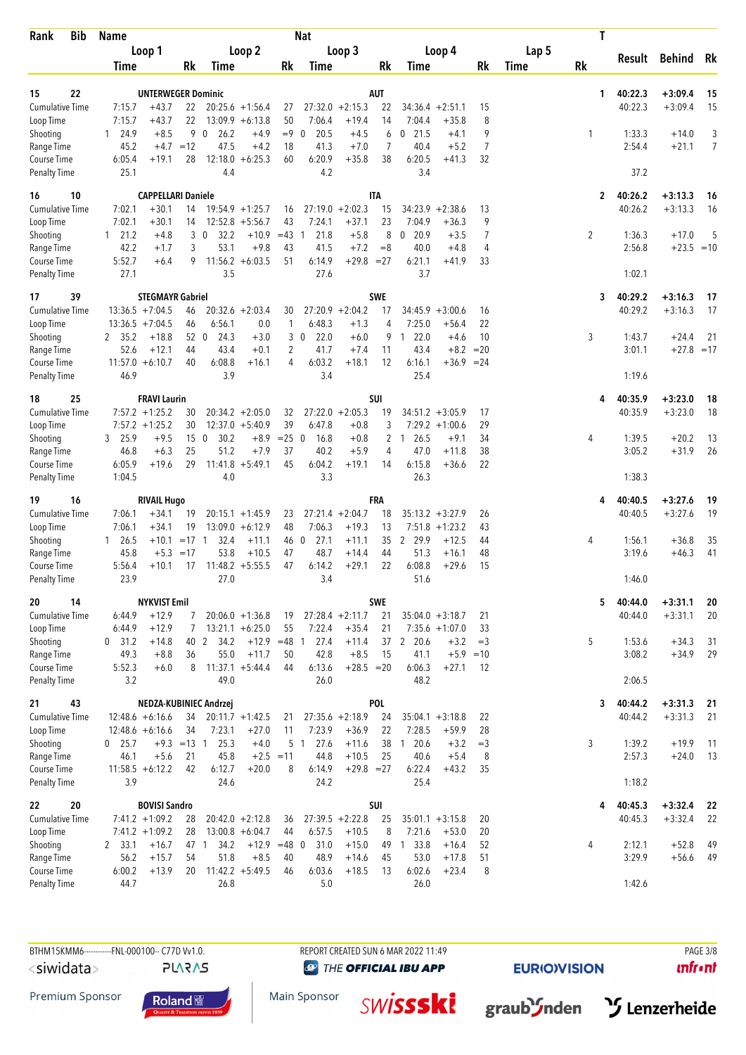| Rank | Bib | Name | | | | | | Nat | | | | | | | | | | T | | | |
|---|---|---|---|---|---|---|---|---|---|---|---|---|---|---|---|---|---|---|---|---|---|
| | | Loop 1 | | | Loop 2 | | | Loop 3 | | | Loop 4 | | | Lap 5 | | | | | Result | Behind | Rk |
| | | Time | | Rk | Time | | Rk | Time | | Rk | Time | | Rk | Time | | Rk | | | | | |
| 15 | 22 | UNTERWEGER Dominic | | | | | | AUT | | | | | | | | | | 1 | 40:22.3 | +3:09.4 | 15 |
| Cumulative Time | | 7:15.7 | +43.7 | 22 | 20:25.6 | +1:56.4 | 27 | 27:32.0 | +2:15.3 | 22 | 34:36.4 | +2:51.1 | 15 | | | | | | 40:22.3 | +3:09.4 | 15 |
| Loop Time | | 7:15.7 | +43.7 | 22 | 13:09.9 | +6:13.8 | 50 | 7:06.4 | +19.4 | 14 | 7:04.4 | +35.8 | 8 | | | | | | | | |
| Shooting | | 1 24.9 | +8.5 | 9 | 0 26.2 | +4.9 | =9 | 0 20.5 | +4.5 | 6 | 0 21.5 | +4.1 | 9 | | | | 1 | | 1:33.3 | +14.0 | 3 |
| Range Time | | 45.2 | +4.7 | =12 | 47.5 | +4.2 | 18 | 41.3 | +7.0 | 7 | 40.4 | +5.2 | 7 | | | | | | 2:54.4 | +21.1 | 7 |
| Course Time | | 6:05.4 | +19.1 | 28 | 12:18.0 | +6:25.3 | 60 | 6:20.9 | +35.8 | 38 | 6:20.5 | +41.3 | 32 | | | | | | | | |
| Penalty Time | | 25.1 | | | 4.4 | | | 4.2 | | | 3.4 | | | | | | | | 37.2 | | |
| 16 | 10 | CAPPELLARI Daniele | | | | | | ITA | | | | | | | | | | 2 | 40:26.2 | +3:13.3 | 16 |
| Cumulative Time | | 7:02.1 | +30.1 | 14 | 19:54.9 | +1:25.7 | 16 | 27:19.0 | +2:02.3 | 15 | 34:23.9 | +2:38.6 | 13 | | | | | | 40:26.2 | +3:13.3 | 16 |
| Loop Time | | 7:02.1 | +30.1 | 14 | 12:52.8 | +5:56.7 | 43 | 7:24.1 | +37.1 | 23 | 7:04.9 | +36.3 | 9 | | | | | | | | |
| Shooting | | 1 21.2 | +4.8 | 3 | 0 32.2 | +10.9 | =43 | 1 21.8 | +5.8 | 8 | 0 20.9 | +3.5 | 7 | | | | 2 | | 1:36.3 | +17.0 | 5 |
| Range Time | | 42.2 | +1.7 | 3 | 53.1 | +9.8 | 43 | 41.5 | +7.2 | =8 | 40.0 | +4.8 | 4 | | | | | | 2:56.8 | +23.5 | =10 |
| Course Time | | 5:52.7 | +6.4 | 9 | 11:56.2 | +6:03.5 | 51 | 6:14.9 | +29.8 | =27 | 6:21.1 | +41.9 | 33 | | | | | | | | |
| Penalty Time | | 27.1 | | | 3.5 | | | 27.6 | | | 3.7 | | | | | | | | 1:02.1 | | |
| 17 | 39 | STEGMAYR Gabriel | | | | | | SWE | | | | | | | | | | 3 | 40:29.2 | +3:16.3 | 17 |
| Cumulative Time | | 13:36.5 | +7:04.5 | 46 | 20:32.6 | +2:03.4 | 30 | 27:20.9 | +2:04.2 | 17 | 34:45.9 | +3:00.6 | 16 | | | | | | 40:29.2 | +3:16.3 | 17 |
| Loop Time | | 13:36.5 | +7:04.5 | 46 | 6:56.1 | 0.0 | 1 | 6:48.3 | +1.3 | 4 | 7:25.0 | +56.4 | 22 | | | | | | | | |
| Shooting | | 2 35.2 | +18.8 | 52 | 0 24.3 | +3.0 | 3 | 0 22.0 | +6.0 | 9 | 1 22.0 | +4.6 | 10 | | | | 3 | | 1:43.7 | +24.4 | 21 |
| Range Time | | 52.6 | +12.1 | 44 | 43.4 | +0.1 | 2 | 41.7 | +7.4 | 11 | 43.4 | +8.2 | =20 | | | | | | 3:01.1 | +27.8 | =17 |
| Course Time | | 11:57.0 | +6:10.7 | 40 | 6:08.8 | +16.1 | 4 | 6:03.2 | +18.1 | 12 | 6:16.1 | +36.9 | =24 | | | | | | | | |
| Penalty Time | | 46.9 | | | 3.9 | | | 3.4 | | | 25.4 | | | | | | | | 1:19.6 | | |
| 18 | 25 | FRAVI Laurin | | | | | | SUI | | | | | | | | | | 4 | 40:35.9 | +3:23.0 | 18 |
| Cumulative Time | | 7:57.2 | +1:25.2 | 30 | 20:34.2 | +2:05.0 | 32 | 27:22.0 | +2:05.3 | 19 | 34:51.2 | +3:05.9 | 17 | | | | | | 40:35.9 | +3:23.0 | 18 |
| Loop Time | | 7:57.2 | +1:25.2 | 30 | 12:37.0 | +5:40.9 | 39 | 6:47.8 | +0.8 | 3 | 7:29.2 | +1:00.6 | 29 | | | | | | | | |
| Shooting | | 3 25.9 | +9.5 | 15 | 0 30.2 | +8.9 | =25 | 0 16.8 | +0.8 | 2 | 1 26.5 | +9.1 | 34 | | | | 4 | | 1:39.5 | +20.2 | 13 |
| Range Time | | 46.8 | +6.3 | 25 | 51.2 | +7.9 | 37 | 40.2 | +5.9 | 4 | 47.0 | +11.8 | 38 | | | | | | 3:05.2 | +31.9 | 26 |
| Course Time | | 6:05.9 | +19.6 | 29 | 11:41.8 | +5:49.1 | 45 | 6:04.2 | +19.1 | 14 | 6:15.8 | +36.6 | 22 | | | | | | | | |
| Penalty Time | | 1:04.5 | | | 4.0 | | | 3.3 | | | 26.3 | | | | | | | | 1:38.3 | | |
| 19 | 16 | RIVAIL Hugo | | | | | | FRA | | | | | | | | | | 4 | 40:40.5 | +3:27.6 | 19 |
| Cumulative Time | | 7:06.1 | +34.1 | 19 | 20:15.1 | +1:45.9 | 23 | 27:21.4 | +2:04.7 | 18 | 35:13.2 | +3:27.9 | 26 | | | | | | 40:40.5 | +3:27.6 | 19 |
| Loop Time | | 7:06.1 | +34.1 | 19 | 13:09.0 | +6:12.9 | 48 | 7:06.3 | +19.3 | 13 | 7:51.8 | +1:23.2 | 43 | | | | | | | | |
| Shooting | | 1 26.5 | +10.1 | =17 | 1 32.4 | +11.1 | 46 | 0 27.1 | +11.1 | 35 | 2 29.9 | +12.5 | 44 | | | | 4 | | 1:56.1 | +36.8 | 35 |
| Range Time | | 45.8 | +5.3 | =17 | 53.8 | +10.5 | 47 | 48.7 | +14.4 | 44 | 51.3 | +16.1 | 48 | | | | | | 3:19.6 | +46.3 | 41 |
| Course Time | | 5:56.4 | +10.1 | 17 | 11:48.2 | +5:55.5 | 47 | 6:14.2 | +29.1 | 22 | 6:08.8 | +29.6 | 15 | | | | | | | | |
| Penalty Time | | 23.9 | | | 27.0 | | | 3.4 | | | 51.6 | | | | | | | | 1:46.0 | | |
| 20 | 14 | NYKVIST Emil | | | | | | SWE | | | | | | | | | | 5 | 40:44.0 | +3:31.1 | 20 |
| Cumulative Time | | 6:44.9 | +12.9 | 7 | 20:06.0 | +1:36.8 | 19 | 27:28.4 | +2:11.7 | 21 | 35:04.0 | +3:18.7 | 21 | | | | | | 40:44.0 | +3:31.1 | 20 |
| Loop Time | | 6:44.9 | +12.9 | 7 | 13:21.1 | +6:25.0 | 55 | 7:22.4 | +35.4 | 21 | 7:35.6 | +1:07.0 | 33 | | | | | | | | |
| Shooting | | 0 31.2 | +14.8 | 40 | 2 34.2 | +12.9 | =48 | 1 27.4 | +11.4 | 37 | 2 20.6 | +3.2 | =3 | | | | 5 | | 1:53.6 | +34.3 | 31 |
| Range Time | | 49.3 | +8.8 | 36 | 55.0 | +11.7 | 50 | 42.8 | +8.5 | 15 | 41.1 | +5.9 | =10 | | | | | | 3:08.2 | +34.9 | 29 |
| Course Time | | 5:52.3 | +6.0 | 8 | 11:37.1 | +5:44.4 | 44 | 6:13.6 | +28.5 | =20 | 6:06.3 | +27.1 | 12 | | | | | | | | |
| Penalty Time | | 3.2 | | | 49.0 | | | 26.0 | | | 48.2 | | | | | | | | 2:06.5 | | |
| 21 | 43 | NEDZA-KUBINIEC Andrzej | | | | | | POL | | | | | | | | | | 3 | 40:44.2 | +3:31.3 | 21 |
| Cumulative Time | | 12:48.6 | +6:16.6 | 34 | 20:11.7 | +1:42.5 | 21 | 27:35.6 | +2:18.9 | 24 | 35:04.1 | +3:18.8 | 22 | | | | | | 40:44.2 | +3:31.3 | 21 |
| Loop Time | | 12:48.6 | +6:16.6 | 34 | 7:23.1 | +27.0 | 11 | 7:23.9 | +36.9 | 22 | 7:28.5 | +59.9 | 28 | | | | | | | | |
| Shooting | | 0 25.7 | +9.3 | =13 | 1 25.3 | +4.0 | 5 | 1 27.6 | +11.6 | 38 | 1 20.6 | +3.2 | =3 | | | | 3 | | 1:39.2 | +19.9 | 11 |
| Range Time | | 46.1 | +5.6 | 21 | 45.8 | +2.5 | =11 | 44.8 | +10.5 | 25 | 40.6 | +5.4 | 8 | | | | | | 2:57.3 | +24.0 | 13 |
| Course Time | | 11:58.5 | +6:12.2 | 42 | 6:12.7 | +20.0 | 8 | 6:14.9 | +29.8 | =27 | 6:22.4 | +43.2 | 35 | | | | | | | | |
| Penalty Time | | 3.9 | | | 24.6 | | | 24.2 | | | 25.4 | | | | | | | | 1:18.2 | | |
| 22 | 20 | BOVISI Sandro | | | | | | SUI | | | | | | | | | | 4 | 40:45.3 | +3:32.4 | 22 |
| Cumulative Time | | 7:41.2 | +1:09.2 | 28 | 20:42.0 | +2:12.8 | 36 | 27:39.5 | +2:22.8 | 25 | 35:01.1 | +3:15.8 | 20 | | | | | | 40:45.3 | +3:32.4 | 22 |
| Loop Time | | 7:41.2 | +1:09.2 | 28 | 13:00.8 | +6:04.7 | 44 | 6:57.5 | +10.5 | 8 | 7:21.6 | +53.0 | 20 | | | | | | | | |
| Shooting | | 2 33.1 | +16.7 | 47 | 1 34.2 | +12.9 | =48 | 0 31.0 | +15.0 | 49 | 1 33.8 | +16.4 | 52 | | | | 4 | | 2:12.1 | +52.8 | 49 |
| Range Time | | 56.2 | +15.7 | 54 | 51.8 | +8.5 | 40 | 48.9 | +14.6 | 45 | 53.0 | +17.8 | 51 | | | | | | 3:29.9 | +56.6 | 49 |
| Course Time | | 6:00.2 | +13.9 | 20 | 11:42.2 | +5:49.5 | 46 | 6:03.6 | +18.5 | 13 | 6:02.6 | +23.4 | 8 | | | | | | | | |
| Penalty Time | | 44.7 | | | 26.8 | | | 5.0 | | | 26.0 | | | | | | | | 1:42.6 | | |

BTHM15KMM6-----------FNL-000100-- C77D Vv1.0. REPORT CREATED SUN 6 MAR 2022 11:49

Premium Sponsor: Roland — Main Sponsor: swissski, graubünden, Lenzerheide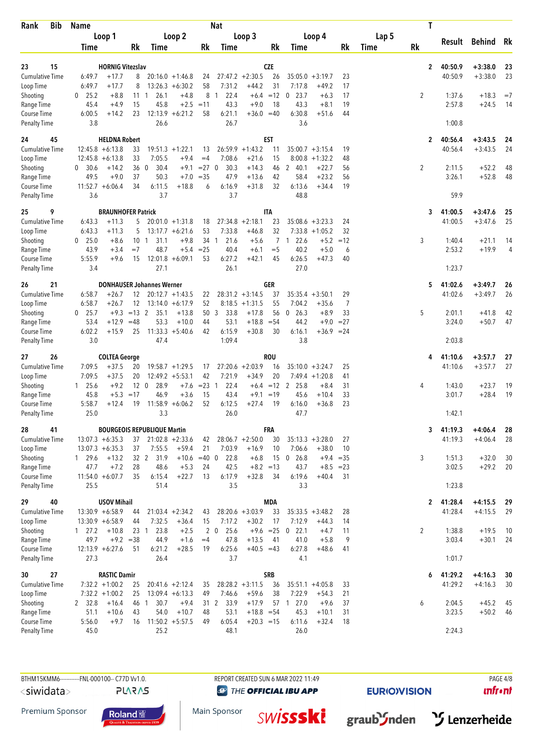| Rank | Bib | Name | | | Nat | | | | | | | | | | T | Result | Behind | Rk |
|---|---|---|---|---|---|---|---|---|---|---|---|---|---|---|---|---|---|---|
| | | Loop 1 | | | Loop 2 | | | Loop 3 | | | Loop 4 | | | Lap 5 | | | | |
| | | Time | | Rk | Time | | Rk | Time | | Rk | Time | | Rk | Time | Rk | | | |
| 23 | 15 | HORNIG Vitezslav | | | | | | CZE | | | | | | | 2 | 40:50.9 | +3:38.0 | 23 |
| Cumulative Time | | 6:49.7 | +17.7 | 8 | 20:16.0 | +1:46.8 | 24 | 27:47.2 | +2:30.5 | 26 | 35:05.0 | +3:19.7 | 23 | | | 40:50.9 | +3:38.0 | 23 |
| Loop Time | | 6:49.7 | +17.7 | 8 | 13:26.3 | +6:30.2 | 58 | 7:31.2 | +44.2 | 31 | 7:17.8 | +49.2 | 17 | | | | | |
| Shooting | | 0 25.2 | +8.8 | 11 | 1 26.1 | +4.8 | 8 | 1 22.4 | +6.4 | =12 | 0 23.7 | +6.3 | 17 | | 2 | 1:37.6 | +18.3 | =7 |
| Range Time | | 45.4 | +4.9 | 15 | 45.8 | +2.5 | =11 | 43.3 | +9.0 | 18 | 43.3 | +8.1 | 19 | | | 2:57.8 | +24.5 | 14 |
| Course Time | | 6:00.5 | +14.2 | 23 | 12:13.9 | +6:21.2 | 58 | 6:21.1 | +36.0 | =40 | 6:30.8 | +51.6 | 44 | | | | | |
| Penalty Time | | 3.8 | | | 26.6 | | | 26.7 | | | 3.6 | | | | | 1:00.8 | | |
| 24 | 45 | HELDNA Robert | | | | | | EST | | | | | | | 2 | 40:56.4 | +3:43.5 | 24 |
| Cumulative Time | | 12:45.8 | +6:13.8 | 33 | 19:51.3 | +1:22.1 | 13 | 26:59.9 | +1:43.2 | 11 | 35:00.7 | +3:15.4 | 19 | | | 40:56.4 | +3:43.5 | 24 |
| Loop Time | | 12:45.8 | +6:13.8 | 33 | 7:05.5 | +9.4 | =4 | 7:08.6 | +21.6 | 15 | 8:00.8 | +1:32.2 | 48 | | | | | |
| Shooting | | 0 30.6 | +14.2 | 36 | 0 30.4 | +9.1 | =27 | 0 30.3 | +14.3 | 46 | 2 40.1 | +22.7 | 56 | | 2 | 2:11.5 | +52.2 | 48 |
| Range Time | | 49.5 | +9.0 | 37 | 50.3 | +7.0 | =35 | 47.9 | +13.6 | 42 | 58.4 | +23.2 | 56 | | | 3:26.1 | +52.8 | 48 |
| Course Time | | 11:52.7 | +6:06.4 | 34 | 6:11.5 | +18.8 | 6 | 6:16.9 | +31.8 | 32 | 6:13.6 | +34.4 | 19 | | | | | |
| Penalty Time | | 3.6 | | | 3.7 | | | 3.7 | | | 48.8 | | | | | 59.9 | | |
| 25 | 9 | BRAUNHOFER Patrick | | | | | | ITA | | | | | | | 3 | 41:00.5 | +3:47.6 | 25 |
| Cumulative Time | | 6:43.3 | +11.3 | 5 | 20:01.0 | +1:31.8 | 18 | 27:34.8 | +2:18.1 | 23 | 35:08.6 | +3:23.3 | 24 | | | 41:00.5 | +3:47.6 | 25 |
| Loop Time | | 6:43.3 | +11.3 | 5 | 13:17.7 | +6:21.6 | 53 | 7:33.8 | +46.8 | 32 | 7:33.8 | +1:05.2 | 32 | | | | | |
| Shooting | | 0 25.0 | +8.6 | 10 | 1 31.1 | +9.8 | 34 | 1 21.6 | +5.6 | 7 | 1 22.6 | +5.2 | =12 | | 3 | 1:40.4 | +21.1 | 14 |
| Range Time | | 43.9 | +3.4 | =7 | 48.7 | +5.4 | =25 | 40.4 | +6.1 | =5 | 40.2 | +5.0 | 6 | | | 2:53.2 | +19.9 | 4 |
| Course Time | | 5:55.9 | +9.6 | 15 | 12:01.8 | +6:09.1 | 53 | 6:27.2 | +42.1 | 45 | 6:26.5 | +47.3 | 40 | | | | | |
| Penalty Time | | 3.4 | | | 27.1 | | | 26.1 | | | 27.0 | | | | | 1:23.7 | | |
| 26 | 21 | DONHAUSER Johannes Werner | | | | | | GER | | | | | | | 5 | 41:02.6 | +3:49.7 | 26 |
| Cumulative Time | | 6:58.7 | +26.7 | 12 | 20:12.7 | +1:43.5 | 22 | 28:31.2 | +3:14.5 | 37 | 35:35.4 | +3:50.1 | 29 | | | 41:02.6 | +3:49.7 | 26 |
| Loop Time | | 6:58.7 | +26.7 | 12 | 13:14.0 | +6:17.9 | 52 | 8:18.5 | +1:31.5 | 55 | 7:04.2 | +35.6 | 7 | | | | | |
| Shooting | | 0 25.7 | +9.3 | =13 | 2 35.1 | +13.8 | 50 | 3 33.8 | +17.8 | 56 | 0 26.3 | +8.9 | 33 | | 5 | 2:01.1 | +41.8 | 42 |
| Range Time | | 53.4 | +12.9 | =48 | 53.3 | +10.0 | 44 | 53.1 | +18.8 | =54 | 44.2 | +9.0 | =27 | | | 3:24.0 | +50.7 | 47 |
| Course Time | | 6:02.2 | +15.9 | 25 | 11:33.3 | +5:40.6 | 42 | 6:15.9 | +30.8 | 30 | 6:16.1 | +36.9 | =24 | | | | | |
| Penalty Time | | 3.0 | | | 47.4 | | | 1:09.4 | | | 3.8 | | | | | 2:03.8 | | |
| 27 | 26 | COLTEA George | | | | | | ROU | | | | | | | 4 | 41:10.6 | +3:57.7 | 27 |
| Cumulative Time | | 7:09.5 | +37.5 | 20 | 19:58.7 | +1:29.5 | 17 | 27:20.6 | +2:03.9 | 16 | 35:10.0 | +3:24.7 | 25 | | | 41:10.6 | +3:57.7 | 27 |
| Loop Time | | 7:09.5 | +37.5 | 20 | 12:49.2 | +5:53.1 | 42 | 7:21.9 | +34.9 | 20 | 7:49.4 | +1:20.8 | 41 | | | | | |
| Shooting | | 1 25.6 | +9.2 | 12 | 0 28.9 | +7.6 | =23 | 1 22.4 | +6.4 | =12 | 2 25.8 | +8.4 | 31 | | 4 | 1:43.0 | +23.7 | 19 |
| Range Time | | 45.8 | +5.3 | =17 | 46.9 | +3.6 | 15 | 43.4 | +9.1 | =19 | 45.6 | +10.4 | 33 | | | 3:01.7 | +28.4 | 19 |
| Course Time | | 5:58.7 | +12.4 | 19 | 11:58.9 | +6:06.2 | 52 | 6:12.5 | +27.4 | 19 | 6:16.0 | +36.8 | 23 | | | | | |
| Penalty Time | | 25.0 | | | 3.3 | | | 26.0 | | | 47.7 | | | | | 1:42.1 | | |
| 28 | 41 | BOURGEOIS REPUBLIQUE Martin | | | | | | FRA | | | | | | | 3 | 41:19.3 | +4:06.4 | 28 |
| Cumulative Time | | 13:07.3 | +6:35.3 | 37 | 21:02.8 | +2:33.6 | 42 | 28:06.7 | +2:50.0 | 30 | 35:13.3 | +3:28.0 | 27 | | | 41:19.3 | +4:06.4 | 28 |
| Loop Time | | 13:07.3 | +6:35.3 | 37 | 7:55.5 | +59.4 | 21 | 7:03.9 | +16.9 | 10 | 7:06.6 | +38.0 | 10 | | | | | |
| Shooting | | 1 29.6 | +13.2 | 32 | 2 31.9 | +10.6 | =40 | 0 22.8 | +6.8 | 15 | 0 26.8 | +9.4 | =35 | | 3 | 1:51.3 | +32.0 | 30 |
| Range Time | | 47.7 | +7.2 | 28 | 48.6 | +5.3 | 24 | 42.5 | +8.2 | =13 | 43.7 | +8.5 | =23 | | | 3:02.5 | +29.2 | 20 |
| Course Time | | 11:54.0 | +6:07.7 | 35 | 6:15.4 | +22.7 | 13 | 6:17.9 | +32.8 | 34 | 6:19.6 | +40.4 | 31 | | | | | |
| Penalty Time | | 25.5 | | | 51.4 | | | 3.5 | | | 3.3 | | | | | 1:23.8 | | |
| 29 | 40 | USOV Mihail | | | | | | MDA | | | | | | | 2 | 41:28.4 | +4:15.5 | 29 |
| Cumulative Time | | 13:30.9 | +6:58.9 | 44 | 21:03.4 | +2:34.2 | 43 | 28:20.6 | +3:03.9 | 33 | 35:33.5 | +3:48.2 | 28 | | | 41:28.4 | +4:15.5 | 29 |
| Loop Time | | 13:30.9 | +6:58.9 | 44 | 7:32.5 | +36.4 | 15 | 7:17.2 | +30.2 | 17 | 7:12.9 | +44.3 | 14 | | | | | |
| Shooting | | 1 27.2 | +10.8 | 23 | 1 23.8 | +2.5 | 2 | 0 25.6 | +9.6 | =25 | 0 22.1 | +4.7 | 11 | | 2 | 1:38.8 | +19.5 | 10 |
| Range Time | | 49.7 | +9.2 | =38 | 44.9 | +1.6 | =4 | 47.8 | +13.5 | 41 | 41.0 | +5.8 | 9 | | | 3:03.4 | +30.1 | 24 |
| Course Time | | 12:13.9 | +6:27.6 | 51 | 6:21.2 | +28.5 | 19 | 6:25.6 | +40.5 | =43 | 6:27.8 | +48.6 | 41 | | | | | |
| Penalty Time | | 27.3 | | | 26.4 | | | 3.7 | | | 4.1 | | | | | 1:01.7 | | |
| 30 | 27 | RASTIC Damir | | | | | | SRB | | | | | | | 6 | 41:29.2 | +4:16.3 | 30 |
| Cumulative Time | | 7:32.2 | +1:00.2 | 25 | 20:41.6 | +2:12.4 | 35 | 28:28.2 | +3:11.5 | 36 | 35:51.1 | +4:05.8 | 33 | | | 41:29.2 | +4:16.3 | 30 |
| Loop Time | | 7:32.2 | +1:00.2 | 25 | 13:09.4 | +6:13.3 | 49 | 7:46.6 | +59.6 | 38 | 7:22.9 | +54.3 | 21 | | | | | |
| Shooting | | 2 32.8 | +16.4 | 46 | 1 30.7 | +9.4 | 31 | 2 33.9 | +17.9 | 57 | 1 27.0 | +9.6 | 37 | | 6 | 2:04.5 | +45.2 | 45 |
| Range Time | | 51.1 | +10.6 | 43 | 54.0 | +10.7 | 48 | 53.1 | +18.8 | =54 | 45.3 | +10.1 | 31 | | | 3:23.5 | +50.2 | 46 |
| Course Time | | 5:56.0 | +9.7 | 16 | 11:50.2 | +5:57.5 | 49 | 6:05.4 | +20.3 | =15 | 6:11.6 | +32.4 | 18 | | | | | |
| Penalty Time | | 45.0 | | | 25.2 | | | 48.1 | | | 26.0 | | | | | 2:24.3 | | |

BTHM15KMM6------------FNL-000100-- C77D Vv1.0. REPORT CREATED SUN 6 MAR 2022 11:49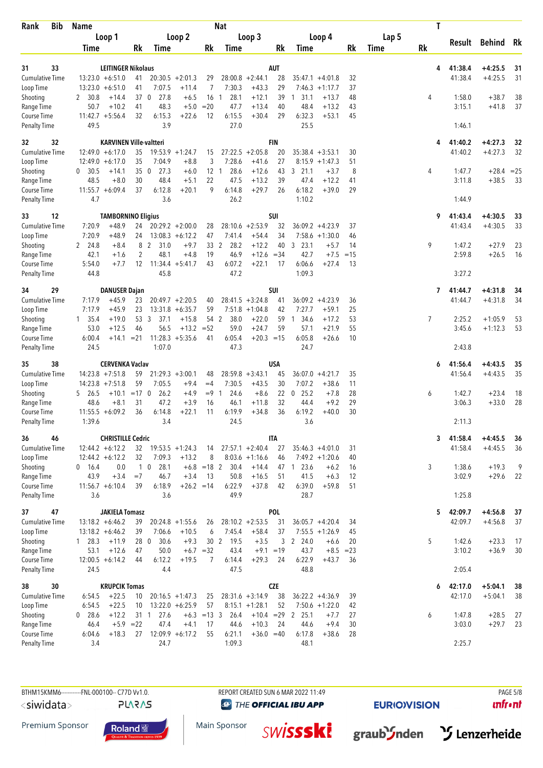| Rank | Bib | Name | | | | | | Nat | | | | | | | | T | Result | Behind | Rk |
|---|---|---|---|---|---|---|---|---|---|---|---|---|---|---|---|---|---|---|---|
| | | Loop 1 | | | Loop 2 | | | Loop 3 | | | Loop 4 | | | Lap 5 | | | | | |
| | | Time | | Rk | Time | | Rk | Time | | Rk | Time | | Rk | Time | Rk | | | | |
| 31 | 33 | LEITINGER Nikolaus | | | | | | AUT | | | | | | | | 4 | 41:38.4 | +4:25.5 | 31 |
| Cumulative Time | | 13:23.0 | +6:51.0 | 41 | 20:30.5 | +2:01.3 | 29 | 28:00.8 | +2:44.1 | 28 | 35:47.1 | +4:01.8 | 32 | | | | 41:38.4 | +4:25.5 | 31 |
| Loop Time | | 13:23.0 | +6:51.0 | 41 | 7:07.5 | +11.4 | 7 | 7:30.3 | +43.3 | 29 | 7:46.3 | +1:17.7 | 37 | | | | | | |
| Shooting | | 2 30.8 | +14.4 | 37 | 0 27.8 | +6.5 | 16 | 1 28.1 | +12.1 | 39 | 1 31.1 | +13.7 | 48 | | | 4 | 1:58.0 | +38.7 | 38 |
| Range Time | | 50.7 | +10.2 | 41 | 48.3 | +5.0 | =20 | 47.7 | +13.4 | 40 | 48.4 | +13.2 | 43 | | | | 3:15.1 | +41.8 | 37 |
| Course Time | | 11:42.7 | +5:56.4 | 32 | 6:15.3 | +22.6 | 12 | 6:15.5 | +30.4 | 29 | 6:32.3 | +53.1 | 45 | | | | | | |
| Penalty Time | | 49.5 | | | 3.9 | | | 27.0 | | | 25.5 | | | | | | 1:46.1 | | |
| 32 | 32 | KARVINEN Ville-valtteri | | | | | | FIN | | | | | | | | 4 | 41:40.2 | +4:27.3 | 32 |
| Cumulative Time | | 12:49.0 | +6:17.0 | 35 | 19:53.9 | +1:24.7 | 15 | 27:22.5 | +2:05.8 | 20 | 35:38.4 | +3:53.1 | 30 | | | | 41:40.2 | +4:27.3 | 32 |
| Loop Time | | 12:49.0 | +6:17.0 | 35 | 7:04.9 | +8.8 | 3 | 7:28.6 | +41.6 | 27 | 8:15.9 | +1:47.3 | 51 | | | | | | |
| Shooting | | 0 30.5 | +14.1 | 35 | 0 27.3 | +6.0 | 12 | 1 28.6 | +12.6 | 43 | 3 21.1 | +3.7 | 8 | | | 4 | 1:47.7 | +28.4 | =25 |
| Range Time | | 48.5 | +8.0 | 30 | 48.4 | +5.1 | 22 | 47.5 | +13.2 | 39 | 47.4 | +12.2 | 41 | | | | 3:11.8 | +38.5 | 33 |
| Course Time | | 11:55.7 | +6:09.4 | 37 | 6:12.8 | +20.1 | 9 | 6:14.8 | +29.7 | 26 | 6:18.2 | +39.0 | 29 | | | | | | |
| Penalty Time | | 4.7 | | | 3.6 | | | 26.2 | | | 1:10.2 | | | | | | 1:44.9 | | |
| 33 | 12 | TAMBORNINO Eligius | | | | | | SUI | | | | | | | | 9 | 41:43.4 | +4:30.5 | 33 |
| Cumulative Time | | 7:20.9 | +48.9 | 24 | 20:29.2 | +2:00.0 | 28 | 28:10.6 | +2:53.9 | 32 | 36:09.2 | +4:23.9 | 37 | | | | 41:43.4 | +4:30.5 | 33 |
| Loop Time | | 7:20.9 | +48.9 | 24 | 13:08.3 | +6:12.2 | 47 | 7:41.4 | +54.4 | 34 | 7:58.6 | +1:30.0 | 46 | | | | | | |
| Shooting | | 2 24.8 | +8.4 | 8 | 2 31.0 | +9.7 | 33 | 2 28.2 | +12.2 | 40 | 3 23.1 | +5.7 | 14 | | | 9 | 1:47.2 | +27.9 | 23 |
| Range Time | | 42.1 | +1.6 | 2 | 48.1 | +4.8 | 19 | 46.9 | +12.6 | =34 | 42.7 | +7.5 | =15 | | | | 2:59.8 | +26.5 | 16 |
| Course Time | | 5:54.0 | +7.7 | 12 | 11:34.4 | +5:41.7 | 43 | 6:07.2 | +22.1 | 17 | 6:06.6 | +27.4 | 13 | | | | | | |
| Penalty Time | | 44.8 | | | 45.8 | | | 47.2 | | | 1:09.3 | | | | | | 3:27.2 | | |
| 34 | 29 | DANUSER Dajan | | | | | | SUI | | | | | | | | 7 | 41:44.7 | +4:31.8 | 34 |
| Cumulative Time | | 7:17.9 | +45.9 | 23 | 20:49.7 | +2:20.5 | 40 | 28:41.5 | +3:24.8 | 41 | 36:09.2 | +4:23.9 | 36 | | | | 41:44.7 | +4:31.8 | 34 |
| Loop Time | | 7:17.9 | +45.9 | 23 | 13:31.8 | +6:35.7 | 59 | 7:51.8 | +1:04.8 | 42 | 7:27.7 | +59.1 | 25 | | | | | | |
| Shooting | | 1 35.4 | +19.0 | 53 | 3 37.1 | +15.8 | 54 | 2 38.0 | +22.0 | 59 | 1 34.6 | +17.2 | 53 | | | 7 | 2:25.2 | +1:05.9 | 53 |
| Range Time | | 53.0 | +12.5 | 46 | 56.5 | +13.2 | =52 | 59.0 | +24.7 | 59 | 57.1 | +21.9 | 55 | | | | 3:45.6 | +1:12.3 | 53 |
| Course Time | | 6:00.4 | +14.1 | =21 | 11:28.3 | +5:35.6 | 41 | 6:05.4 | +20.3 | =15 | 6:05.8 | +26.6 | 10 | | | | | | |
| Penalty Time | | 24.5 | | | 1:07.0 | | | 47.3 | | | 24.7 | | | | | | 2:43.8 | | |
| 35 | 38 | CERVENKA Vaclav | | | | | | USA | | | | | | | | 6 | 41:56.4 | +4:43.5 | 35 |
| Cumulative Time | | 14:23.8 | +7:51.8 | 59 | 21:29.3 | +3:00.1 | 48 | 28:59.8 | +3:43.1 | 45 | 36:07.0 | +4:21.7 | 35 | | | | 41:56.4 | +4:43.5 | 35 |
| Loop Time | | 14:23.8 | +7:51.8 | 59 | 7:05.5 | +9.4 | =4 | 7:30.5 | +43.5 | 30 | 7:07.2 | +38.6 | 11 | | | | | | |
| Shooting | | 5 26.5 | +10.1 | =17 | 0 26.2 | +4.9 | =9 | 1 24.6 | +8.6 | 22 | 0 25.2 | +7.8 | 28 | | | 6 | 1:42.7 | +23.4 | 18 |
| Range Time | | 48.6 | +8.1 | 31 | 47.2 | +3.9 | 16 | 46.1 | +11.8 | 32 | 44.4 | +9.2 | 29 | | | | 3:06.3 | +33.0 | 28 |
| Course Time | | 11:55.5 | +6:09.2 | 36 | 6:14.8 | +22.1 | 11 | 6:19.9 | +34.8 | 36 | 6:19.2 | +40.0 | 30 | | | | | | |
| Penalty Time | | 1:39.6 | | | 3.4 | | | 24.5 | | | 3.6 | | | | | | 2:11.3 | | |
| 36 | 46 | CHRISTILLE Cedric | | | | | | ITA | | | | | | | | 3 | 41:58.4 | +4:45.5 | 36 |
| Cumulative Time | | 12:44.2 | +6:12.2 | 32 | 19:53.5 | +1:24.3 | 14 | 27:57.1 | +2:40.4 | 27 | 35:46.3 | +4:01.0 | 31 | | | | 41:58.4 | +4:45.5 | 36 |
| Loop Time | | 12:44.2 | +6:12.2 | 32 | 7:09.3 | +13.2 | 8 | 8:03.6 | +1:16.6 | 46 | 7:49.2 | +1:20.6 | 40 | | | | | | |
| Shooting | | 0 16.4 | 0.0 | 1 | 0 28.1 | +6.8 | =18 | 2 30.4 | +14.4 | 47 | 1 23.6 | +6.2 | 16 | | | 3 | 1:38.6 | +19.3 | 9 |
| Range Time | | 43.9 | +3.4 | =7 | 46.7 | +3.4 | 13 | 50.8 | +16.5 | 51 | 41.5 | +6.3 | 12 | | | | 3:02.9 | +29.6 | 22 |
| Course Time | | 11:56.7 | +6:10.4 | 39 | 6:18.9 | +26.2 | =14 | 6:22.9 | +37.8 | 42 | 6:39.0 | +59.8 | 51 | | | | | | |
| Penalty Time | | 3.6 | | | 3.6 | | | 49.9 | | | 28.7 | | | | | | 1:25.8 | | |
| 37 | 47 | JAKIELA Tomasz | | | | | | POL | | | | | | | | 5 | 42:09.7 | +4:56.8 | 37 |
| Cumulative Time | | 13:18.2 | +6:46.2 | 39 | 20:24.8 | +1:55.6 | 26 | 28:10.2 | +2:53.5 | 31 | 36:05.7 | +4:20.4 | 34 | | | | 42:09.7 | +4:56.8 | 37 |
| Loop Time | | 13:18.2 | +6:46.2 | 39 | 7:06.6 | +10.5 | 6 | 7:45.4 | +58.4 | 37 | 7:55.5 | +1:26.9 | 45 | | | | | | |
| Shooting | | 1 28.3 | +11.9 | 28 | 0 30.6 | +9.3 | 30 | 2 19.5 | +3.5 | 3 | 2 24.0 | +6.6 | 20 | | | 5 | 1:42.6 | +23.3 | 17 |
| Range Time | | 53.1 | +12.6 | 47 | 50.0 | +6.7 | =32 | 43.4 | +9.1 | =19 | 43.7 | +8.5 | =23 | | | | 3:10.2 | +36.9 | 30 |
| Course Time | | 12:00.5 | +6:14.2 | 44 | 6:12.2 | +19.5 | 7 | 6:14.4 | +29.3 | 24 | 6:22.9 | +43.7 | 36 | | | | | | |
| Penalty Time | | 24.5 | | | 4.4 | | | 47.5 | | | 48.8 | | | | | | 2:05.4 | | |
| 38 | 30 | KRUPCIK Tomas | | | | | | CZE | | | | | | | | 6 | 42:17.0 | +5:04.1 | 38 |
| Cumulative Time | | 6:54.5 | +22.5 | 10 | 20:16.5 | +1:47.3 | 25 | 28:31.6 | +3:14.9 | 38 | 36:22.2 | +4:36.9 | 39 | | | | 42:17.0 | +5:04.1 | 38 |
| Loop Time | | 6:54.5 | +22.5 | 10 | 13:22.0 | +6:25.9 | 57 | 8:15.1 | +1:28.1 | 52 | 7:50.6 | +1:22.0 | 42 | | | | | | |
| Shooting | | 0 28.6 | +12.2 | 31 | 1 27.6 | +6.3 | =13 | 3 26.4 | +10.4 | =29 | 2 25.1 | +7.7 | 27 | | | 6 | 1:47.8 | +28.5 | 27 |
| Range Time | | 46.4 | +5.9 | =22 | 47.4 | +4.1 | 17 | 44.6 | +10.3 | 24 | 44.6 | +9.4 | 30 | | | | 3:03.0 | +29.7 | 23 |
| Course Time | | 6:04.6 | +18.3 | 27 | 12:09.9 | +6:17.2 | 55 | 6:21.1 | +36.0 | =40 | 6:17.8 | +38.6 | 28 | | | | | | |
| Penalty Time | | 3.4 | | | 24.7 | | | 1:09.3 | | | 48.1 | | | | | | 2:25.7 | | |

BTHM15KMM6-----------FNL-000100-- C77D Vv1.0. REPORT CREATED SUN 6 MAR 2022 11:49

Premium Sponsor: Roland — Main Sponsor: swissski — graubünden — Lenzerheide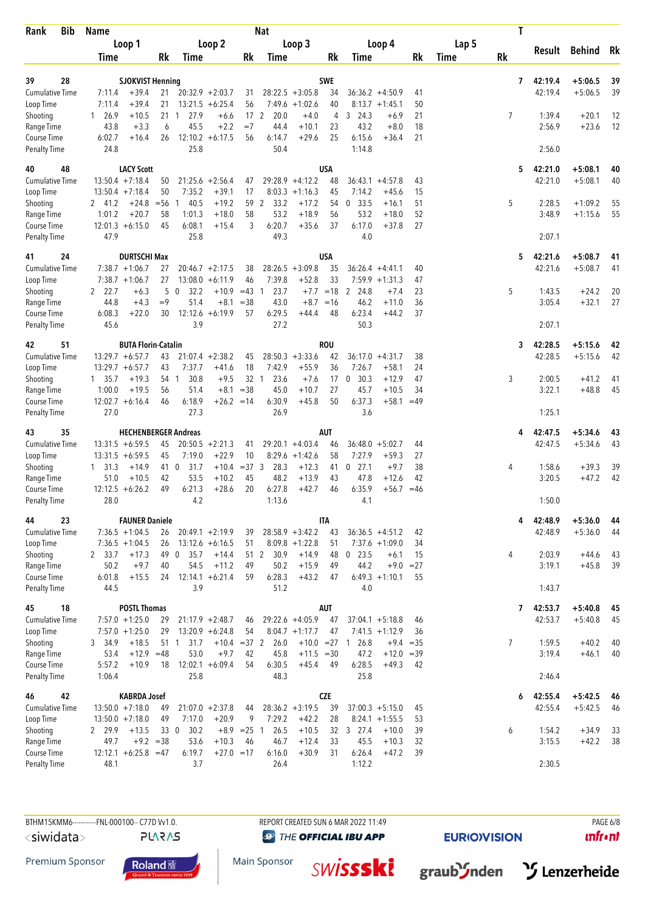| Rank | Bib | Name | | | | | Nat | | | | | | | | T | Result | Behind | Rk |
|---|---|---|---|---|---|---|---|---|---|---|---|---|---|---|---|---|---|---|
| | | Loop 1 | | | Loop 2 | | | Loop 3 | | | Loop 4 | | | Lap 5 | | | | |
| | | Time | | Rk | Time | | Rk | Time | | Rk | Time | | Rk | Time | Rk | | | |
| 39 | 28 | SJOKVIST Henning | | | | | SWE | | | | | | | | 7 | 42:19.4 | +5:06.5 | 39 |
| Cumulative Time | | 7:11.4 | +39.4 | 21 | 20:32.9 | +2:03.7 | 31 | 28:22.5 | +3:05.8 | 34 | 36:36.2 | +4:50.9 | 41 | | | 42:19.4 | +5:06.5 | 39 |
| Loop Time | | 7:11.4 | +39.4 | 21 | 13:21.5 | +6:25.4 | 56 | 7:49.6 | +1:02.6 | 40 | 8:13.7 | +1:45.1 | 50 | | | | | |
| Shooting | | 1 26.9 | +10.5 | 21 | 1 27.9 | +6.6 | 17 | 2 20.0 | +4.0 | 4 | 3 24.3 | +6.9 | 21 | | 7 | 1:39.4 | +20.1 | 12 |
| Range Time | | 43.8 | +3.3 | 6 | 45.5 | +2.2 | =7 | 44.4 | +10.1 | 23 | 43.2 | +8.0 | 18 | | | 2:56.9 | +23.6 | 12 |
| Course Time | | 6:02.7 | +16.4 | 26 | 12:10.2 | +6:17.5 | 56 | 6:14.7 | +29.6 | 25 | 6:15.6 | +36.4 | 21 | | | | | |
| Penalty Time | | 24.8 | | | 25.8 | | | 50.4 | | | 1:14.8 | | | | | 2:56.0 | | |
| 40 | 48 | LACY Scott | | | | | USA | | | | | | | | 5 | 42:21.0 | +5:08.1 | 40 |
| Cumulative Time | | 13:50.4 | +7:18.4 | 50 | 21:25.6 | +2:56.4 | 47 | 29:28.9 | +4:12.2 | 48 | 36:43.1 | +4:57.8 | 43 | | | 42:21.0 | +5:08.1 | 40 |
| Loop Time | | 13:50.4 | +7:18.4 | 50 | 7:35.2 | +39.1 | 17 | 8:03.3 | +1:16.3 | 45 | 7:14.2 | +45.6 | 15 | | | | | |
| Shooting | | 2 41.2 | +24.8 | =56 | 1 40.5 | +19.2 | 59 | 2 33.2 | +17.2 | 54 | 0 33.5 | +16.1 | 51 | | 5 | 2:28.5 | +1:09.2 | 55 |
| Range Time | | 1:01.2 | +20.7 | 58 | 1:01.3 | +18.0 | 58 | 53.2 | +18.9 | 56 | 53.2 | +18.0 | 52 | | | 3:48.9 | +1:15.6 | 55 |
| Course Time | | 12:01.3 | +6:15.0 | 45 | 6:08.1 | +15.4 | 3 | 6:20.7 | +35.6 | 37 | 6:17.0 | +37.8 | 27 | | | | | |
| Penalty Time | | 47.9 | | | 25.8 | | | 49.3 | | | 4.0 | | | | | 2:07.1 | | |
| 41 | 24 | DURTSCHI Max | | | | | USA | | | | | | | | 5 | 42:21.6 | +5:08.7 | 41 |
| Cumulative Time | | 7:38.7 | +1:06.7 | 27 | 20:46.7 | +2:17.5 | 38 | 28:26.5 | +3:09.8 | 35 | 36:26.4 | +4:41.1 | 40 | | | 42:21.6 | +5:08.7 | 41 |
| Loop Time | | 7:38.7 | +1:06.7 | 27 | 13:08.0 | +6:11.9 | 46 | 7:39.8 | +52.8 | 33 | 7:59.9 | +1:31.3 | 47 | | | | | |
| Shooting | | 2 22.7 | +6.3 | 5 | 0 32.2 | +10.9 | =43 | 1 23.7 | +7.7 | =18 | 2 24.8 | +7.4 | 23 | | 5 | 1:43.5 | +24.2 | 20 |
| Range Time | | 44.8 | +4.3 | =9 | 51.4 | +8.1 | =38 | 43.0 | +8.7 | =16 | 46.2 | +11.0 | 36 | | | 3:05.4 | +32.1 | 27 |
| Course Time | | 6:08.3 | +22.0 | 30 | 12:12.6 | +6:19.9 | 57 | 6:29.5 | +44.4 | 48 | 6:23.4 | +44.2 | 37 | | | | | |
| Penalty Time | | 45.6 | | | 3.9 | | | 27.2 | | | 50.3 | | | | | 2:07.1 | | |
| 42 | 51 | BUTA Florin-Catalin | | | | | ROU | | | | | | | | 3 | 42:28.5 | +5:15.6 | 42 |
| Cumulative Time | | 13:29.7 | +6:57.7 | 43 | 21:07.4 | +2:38.2 | 45 | 28:50.3 | +3:33.6 | 42 | 36:17.0 | +4:31.7 | 38 | | | 42:28.5 | +5:15.6 | 42 |
| Loop Time | | 13:29.7 | +6:57.7 | 43 | 7:37.7 | +41.6 | 18 | 7:42.9 | +55.9 | 36 | 7:26.7 | +58.1 | 24 | | | | | |
| Shooting | | 1 35.7 | +19.3 | 54 | 1 30.8 | +9.5 | 32 | 1 23.6 | +7.6 | 17 | 0 30.3 | +12.9 | 47 | | 3 | 2:00.5 | +41.2 | 41 |
| Range Time | | 1:00.0 | +19.5 | 56 | 51.4 | +8.1 | =38 | 45.0 | +10.7 | 27 | 45.7 | +10.5 | 34 | | | 3:22.1 | +48.8 | 45 |
| Course Time | | 12:02.7 | +6:16.4 | 46 | 6:18.9 | +26.2 | =14 | 6:30.9 | +45.8 | 50 | 6:37.3 | +58.1 | =49 | | | | | |
| Penalty Time | | 27.0 | | | 27.3 | | | 26.9 | | | 3.6 | | | | | 1:25.1 | | |
| 43 | 35 | HECHENBERGER Andreas | | | | | AUT | | | | | | | | 4 | 42:47.5 | +5:34.6 | 43 |
| Cumulative Time | | 13:31.5 | +6:59.5 | 45 | 20:50.5 | +2:21.3 | 41 | 29:20.1 | +4:03.4 | 46 | 36:48.0 | +5:02.7 | 44 | | | 42:47.5 | +5:34.6 | 43 |
| Loop Time | | 13:31.5 | +6:59.5 | 45 | 7:19.0 | +22.9 | 10 | 8:29.6 | +1:42.6 | 58 | 7:27.9 | +59.3 | 27 | | | | | |
| Shooting | | 1 31.3 | +14.9 | 41 | 0 31.7 | +10.4 | =37 | 3 28.3 | +12.3 | 41 | 0 27.1 | +9.7 | 38 | | 4 | 1:58.6 | +39.3 | 39 |
| Range Time | | 51.0 | +10.5 | 42 | 53.5 | +10.2 | 45 | 48.2 | +13.9 | 43 | 47.8 | +12.6 | 42 | | | 3:20.5 | +47.2 | 42 |
| Course Time | | 12:12.5 | +6:26.2 | 49 | 6:21.3 | +28.6 | 20 | 6:27.8 | +42.7 | 46 | 6:35.9 | +56.7 | =46 | | | | | |
| Penalty Time | | 28.0 | | | 4.2 | | | 1:13.6 | | | 4.1 | | | | | 1:50.0 | | |
| 44 | 23 | FAUNER Daniele | | | | | ITA | | | | | | | | 4 | 42:48.9 | +5:36.0 | 44 |
| Cumulative Time | | 7:36.5 | +1:04.5 | 26 | 20:49.1 | +2:19.9 | 39 | 28:58.9 | +3:42.2 | 43 | 36:36.5 | +4:51.2 | 42 | | | 42:48.9 | +5:36.0 | 44 |
| Loop Time | | 7:36.5 | +1:04.5 | 26 | 13:12.6 | +6:16.5 | 51 | 8:09.8 | +1:22.8 | 51 | 7:37.6 | +1:09.0 | 34 | | | | | |
| Shooting | | 2 33.7 | +17.3 | 49 | 0 35.7 | +14.4 | 51 | 2 30.9 | +14.9 | 48 | 0 23.5 | +6.1 | 15 | | 4 | 2:03.9 | +44.6 | 43 |
| Range Time | | 50.2 | +9.7 | 40 | 54.5 | +11.2 | 49 | 50.2 | +15.9 | 49 | 44.2 | +9.0 | =27 | | | 3:19.1 | +45.8 | 39 |
| Course Time | | 6:01.8 | +15.5 | 24 | 12:14.1 | +6:21.4 | 59 | 6:28.3 | +43.2 | 47 | 6:49.3 | +1:10.1 | 55 | | | | | |
| Penalty Time | | 44.5 | | | 3.9 | | | 51.2 | | | 4.0 | | | | | 1:43.7 | | |
| 45 | 18 | POSTL Thomas | | | | | AUT | | | | | | | | 7 | 42:53.7 | +5:40.8 | 45 |
| Cumulative Time | | 7:57.0 | +1:25.0 | 29 | 21:17.9 | +2:48.7 | 46 | 29:22.6 | +4:05.9 | 47 | 37:04.1 | +5:18.8 | 46 | | | 42:53.7 | +5:40.8 | 45 |
| Loop Time | | 7:57.0 | +1:25.0 | 29 | 13:20.9 | +6:24.8 | 54 | 8:04.7 | +1:17.7 | 47 | 7:41.5 | +1:12.9 | 36 | | | | | |
| Shooting | | 3 34.9 | +18.5 | 51 | 1 31.7 | +10.4 | =37 | 2 26.0 | +10.0 | =27 | 1 26.8 | +9.4 | =35 | | 7 | 1:59.5 | +40.2 | 40 |
| Range Time | | 53.4 | +12.9 | =48 | 53.0 | +9.7 | 42 | 45.8 | +11.5 | =30 | 47.2 | +12.0 | =39 | | | 3:19.4 | +46.1 | 40 |
| Course Time | | 5:57.2 | +10.9 | 18 | 12:02.1 | +6:09.4 | 54 | 6:30.5 | +45.4 | 49 | 6:28.5 | +49.3 | 42 | | | | | |
| Penalty Time | | 1:06.4 | | | 25.8 | | | 48.3 | | | 25.8 | | | | | 2:46.4 | | |
| 46 | 42 | KABRDA Josef | | | | | CZE | | | | | | | | 6 | 42:55.4 | +5:42.5 | 46 |
| Cumulative Time | | 13:50.0 | +7:18.0 | 49 | 21:07.0 | +2:37.8 | 44 | 28:36.2 | +3:19.5 | 39 | 37:00.3 | +5:15.0 | 45 | | | 42:55.4 | +5:42.5 | 46 |
| Loop Time | | 13:50.0 | +7:18.0 | 49 | 7:17.0 | +20.9 | 9 | 7:29.2 | +42.2 | 28 | 8:24.1 | +1:55.5 | 53 | | | | | |
| Shooting | | 2 29.9 | +13.5 | 33 | 0 30.2 | +8.9 | =25 | 1 26.5 | +10.5 | 32 | 3 27.4 | +10.0 | 39 | | 6 | 1:54.2 | +34.9 | 33 |
| Range Time | | 49.7 | +9.2 | =38 | 53.6 | +10.3 | 46 | 46.7 | +12.4 | 33 | 45.5 | +10.3 | 32 | | | 3:15.5 | +42.2 | 38 |
| Course Time | | 12:12.1 | +6:25.8 | =47 | 6:19.7 | +27.0 | =17 | 6:16.0 | +30.9 | 31 | 6:26.4 | +47.2 | 39 | | | | | |
| Penalty Time | | 48.1 | | | 3.7 | | | 26.4 | | | 1:12.2 | | | | | 2:30.5 | | |

BTHM15KMM6-----------FNL-000100-- C77D Vv1.0. REPORT CREATED SUN 6 MAR 2022 11:49

Premium Sponsor: Roland · Main Sponsor: swissski · graubünden · Lenzerheide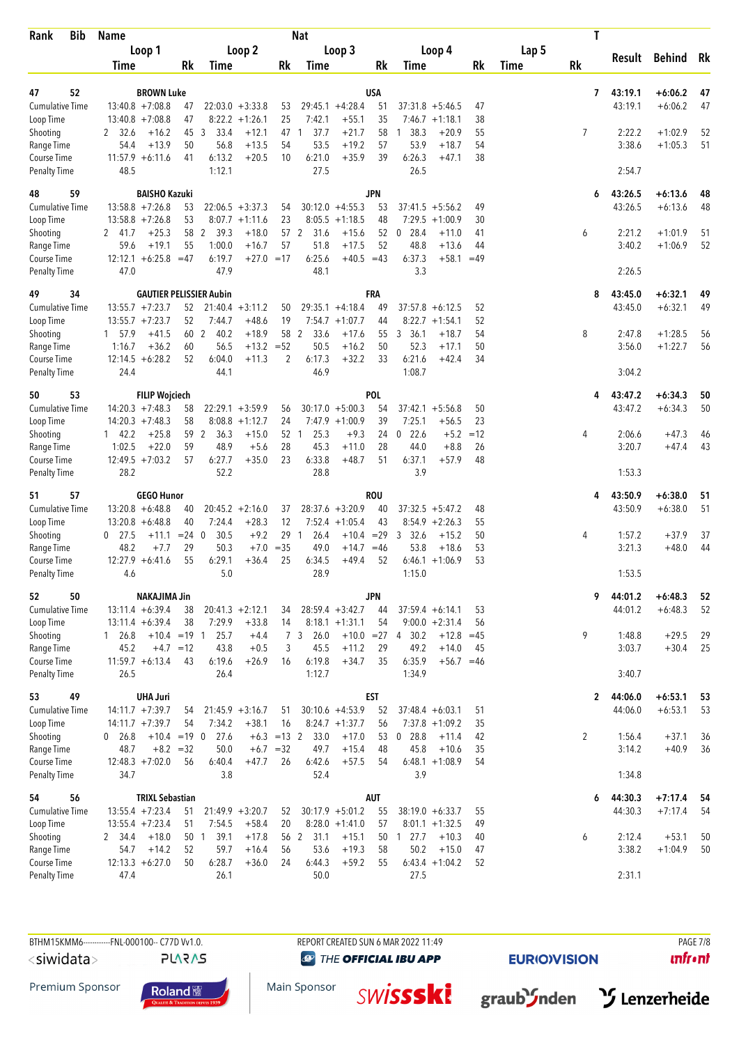| Rank | Bib | Name | | | | | | Nat | | | | | | | | | T | | | |
|---|---|---|---|---|---|---|---|---|---|---|---|---|---|---|---|---|---|---|---|---|
| | | Loop 1 | | | Loop 2 | | | Loop 3 | | | Loop 4 | | | Lap 5 | | | | Result | Behind | Rk |
| | | Time | | Rk | Time | | Rk | Time | | Rk | Time | | Rk | Time | | Rk | | | | |
| 47 | 52 | BROWN Luke | | | | | | USA | | | | | | | | | 7 | 43:19.1 | +6:06.2 | 47 |
| Cumulative Time | | 13:40.8 | +7:08.8 | 47 | 22:03.0 | +3:33.8 | 53 | 29:45.1 | +4:28.4 | 51 | 37:31.8 | +5:46.5 | 47 | | | | | 43:19.1 | +6:06.2 | 47 |
| Loop Time | | 13:40.8 | +7:08.8 | 47 | 8:22.2 | +1:26.1 | 25 | 7:42.1 | +55.1 | 35 | 7:46.7 | +1:18.1 | 38 | | | | | | | |
| Shooting | | 2 32.6 | +16.2 | 45 | 3 33.4 | +12.1 | 47 | 1 37.7 | +21.7 | 58 | 1 38.3 | +20.9 | 55 | | | | 7 | 2:22.2 | +1:02.9 | 52 |
| Range Time | | 54.4 | +13.9 | 50 | 56.8 | +13.5 | 54 | 53.5 | +19.2 | 57 | 53.9 | +18.7 | 54 | | | | | 3:38.6 | +1:05.3 | 51 |
| Course Time | | 11:57.9 | +6:11.6 | 41 | 6:13.2 | +20.5 | 10 | 6:21.0 | +35.9 | 39 | 6:26.3 | +47.1 | 38 | | | | | | | |
| Penalty Time | | 48.5 | | | 1:12.1 | | | 27.5 | | | 26.5 | | | | | | | 2:54.7 | | |
| 48 | 59 | BAISHO Kazuki | | | | | | JPN | | | | | | | | | 6 | 43:26.5 | +6:13.6 | 48 |
| Cumulative Time | | 13:58.8 | +7:26.8 | 53 | 22:06.5 | +3:37.3 | 54 | 30:12.0 | +4:55.3 | 53 | 37:41.5 | +5:56.2 | 49 | | | | | 43:26.5 | +6:13.6 | 48 |
| Loop Time | | 13:58.8 | +7:26.8 | 53 | 8:07.7 | +1:11.6 | 23 | 8:05.5 | +1:18.5 | 48 | 7:29.5 | +1:00.9 | 30 | | | | | | | |
| Shooting | | 2 41.7 | +25.3 | 58 | 2 39.3 | +18.0 | 57 | 2 31.6 | +15.6 | 52 | 0 28.4 | +11.0 | 41 | | | | 6 | 2:21.2 | +1:01.9 | 51 |
| Range Time | | 59.6 | +19.1 | 55 | 1:00.0 | +16.7 | 57 | 51.8 | +17.5 | 52 | 48.8 | +13.6 | 44 | | | | | 3:40.2 | +1:06.9 | 52 |
| Course Time | | 12:12.1 | +6:25.8 | =47 | 6:19.7 | +27.0 | =17 | 6:25.6 | +40.5 | =43 | 6:37.3 | +58.1 | =49 | | | | | | | |
| Penalty Time | | 47.0 | | | 47.9 | | | 48.1 | | | 3.3 | | | | | | | 2:26.5 | | |
| 49 | 34 | GAUTIER PELISSIER Aubin | | | | | | FRA | | | | | | | | | 8 | 43:45.0 | +6:32.1 | 49 |
| Cumulative Time | | 13:55.7 | +7:23.7 | 52 | 21:40.4 | +3:11.2 | 50 | 29:35.1 | +4:18.4 | 49 | 37:57.8 | +6:12.5 | 52 | | | | | 43:45.0 | +6:32.1 | 49 |
| Loop Time | | 13:55.7 | +7:23.7 | 52 | 7:44.7 | +48.6 | 19 | 7:54.7 | +1:07.7 | 44 | 8:22.7 | +1:54.1 | 52 | | | | | | | |
| Shooting | | 1 57.9 | +41.5 | 60 | 2 40.2 | +18.9 | 58 | 2 33.6 | +17.6 | 55 | 3 36.1 | +18.7 | 54 | | | | 8 | 2:47.8 | +1:28.5 | 56 |
| Range Time | | 1:16.7 | +36.2 | 60 | 56.5 | +13.2 | =52 | 50.5 | +16.2 | 50 | 52.3 | +17.1 | 50 | | | | | 3:56.0 | +1:22.7 | 56 |
| Course Time | | 12:14.5 | +6:28.2 | 52 | 6:04.0 | +11.3 | 2 | 6:17.3 | +32.2 | 33 | 6:21.6 | +42.4 | 34 | | | | | | | |
| Penalty Time | | 24.4 | | | 44.1 | | | 46.9 | | | 1:08.7 | | | | | | | 3:04.2 | | |
| 50 | 53 | FILIP Wojciech | | | | | | POL | | | | | | | | | 4 | 43:47.2 | +6:34.3 | 50 |
| Cumulative Time | | 14:20.3 | +7:48.3 | 58 | 22:29.1 | +3:59.9 | 56 | 30:17.0 | +5:00.3 | 54 | 37:42.1 | +5:56.8 | 50 | | | | | 43:47.2 | +6:34.3 | 50 |
| Loop Time | | 14:20.3 | +7:48.3 | 58 | 8:08.8 | +1:12.7 | 24 | 7:47.9 | +1:00.9 | 39 | 7:25.1 | +56.5 | 23 | | | | | | | |
| Shooting | | 1 42.2 | +25.8 | 59 | 2 36.3 | +15.0 | 52 | 1 25.3 | +9.3 | 24 | 0 22.6 | +5.2 | =12 | | | | 4 | 2:06.6 | +47.3 | 46 |
| Range Time | | 1:02.5 | +22.0 | 59 | 48.9 | +5.6 | 28 | 45.3 | +11.0 | 28 | 44.0 | +8.8 | 26 | | | | | 3:20.7 | +47.4 | 43 |
| Course Time | | 12:49.5 | +7:03.2 | 57 | 6:27.7 | +35.0 | 23 | 6:33.8 | +48.7 | 51 | 6:37.1 | +57.9 | 48 | | | | | | | |
| Penalty Time | | 28.2 | | | 52.2 | | | 28.8 | | | 3.9 | | | | | | | 1:53.3 | | |
| 51 | 57 | GEGO Hunor | | | | | | ROU | | | | | | | | | 4 | 43:50.9 | +6:38.0 | 51 |
| Cumulative Time | | 13:20.8 | +6:48.8 | 40 | 20:45.2 | +2:16.0 | 37 | 28:37.6 | +3:20.9 | 40 | 37:32.5 | +5:47.2 | 48 | | | | | 43:50.9 | +6:38.0 | 51 |
| Loop Time | | 13:20.8 | +6:48.8 | 40 | 7:24.4 | +28.3 | 12 | 7:52.4 | +1:05.4 | 43 | 8:54.9 | +2:26.3 | 55 | | | | | | | |
| Shooting | | 0 27.5 | +11.1 | =24 | 0 30.5 | +9.2 | 29 | 1 26.4 | +10.4 | =29 | 3 32.6 | +15.2 | 50 | | | | 4 | 1:57.2 | +37.9 | 37 |
| Range Time | | 48.2 | +7.7 | 29 | 50.3 | +7.0 | =35 | 49.0 | +14.7 | =46 | 53.8 | +18.6 | 53 | | | | | 3:21.3 | +48.0 | 44 |
| Course Time | | 12:27.9 | +6:41.6 | 55 | 6:29.1 | +36.4 | 25 | 6:34.5 | +49.4 | 52 | 6:46.1 | +1:06.9 | 53 | | | | | | | |
| Penalty Time | | 4.6 | | | 5.0 | | | 28.9 | | | 1:15.0 | | | | | | | 1:53.5 | | |
| 52 | 50 | NAKAJIMA Jin | | | | | | JPN | | | | | | | | | 9 | 44:01.2 | +6:48.3 | 52 |
| Cumulative Time | | 13:11.4 | +6:39.4 | 38 | 20:41.3 | +2:12.1 | 34 | 28:59.4 | +3:42.7 | 44 | 37:59.4 | +6:14.1 | 53 | | | | | 44:01.2 | +6:48.3 | 52 |
| Loop Time | | 13:11.4 | +6:39.4 | 38 | 7:29.9 | +33.8 | 14 | 8:18.1 | +1:31.1 | 54 | 9:00.0 | +2:31.4 | 56 | | | | | | | |
| Shooting | | 1 26.8 | +10.4 | =19 | 1 25.7 | +4.4 | 7 | 3 26.0 | +10.0 | =27 | 4 30.2 | +12.8 | =45 | | | | 9 | 1:48.8 | +29.5 | 29 |
| Range Time | | 45.2 | +4.7 | =12 | 43.8 | +0.5 | 3 | 45.5 | +11.2 | 29 | 49.2 | +14.0 | 45 | | | | | 3:03.7 | +30.4 | 25 |
| Course Time | | 11:59.7 | +6:13.4 | 43 | 6:19.6 | +26.9 | 16 | 6:19.8 | +34.7 | 35 | 6:35.9 | +56.7 | =46 | | | | | | | |
| Penalty Time | | 26.5 | | | 26.4 | | | 1:12.7 | | | 1:34.9 | | | | | | | 3:40.7 | | |
| 53 | 49 | UHA Juri | | | | | | EST | | | | | | | | | 2 | 44:06.0 | +6:53.1 | 53 |
| Cumulative Time | | 14:11.7 | +7:39.7 | 54 | 21:45.9 | +3:16.7 | 51 | 30:10.6 | +4:53.9 | 52 | 37:48.4 | +6:03.1 | 51 | | | | | 44:06.0 | +6:53.1 | 53 |
| Loop Time | | 14:11.7 | +7:39.7 | 54 | 7:34.2 | +38.1 | 16 | 8:24.7 | +1:37.7 | 56 | 7:37.8 | +1:09.2 | 35 | | | | | | | |
| Shooting | | 0 26.8 | +10.4 | =19 | 0 27.6 | +6.3 | =13 | 2 33.0 | +17.0 | 53 | 0 28.8 | +11.4 | 42 | | | | 2 | 1:56.4 | +37.1 | 36 |
| Range Time | | 48.7 | +8.2 | =32 | 50.0 | +6.7 | =32 | 49.7 | +15.4 | 48 | 45.8 | +10.6 | 35 | | | | | 3:14.2 | +40.9 | 36 |
| Course Time | | 12:48.3 | +7:02.0 | 56 | 6:40.4 | +47.7 | 26 | 6:42.6 | +57.5 | 54 | 6:48.1 | +1:08.9 | 54 | | | | | | | |
| Penalty Time | | 34.7 | | | 3.8 | | | 52.4 | | | 3.9 | | | | | | | 1:34.8 | | |
| 54 | 56 | TRIXL Sebastian | | | | | | AUT | | | | | | | | | 6 | 44:30.3 | +7:17.4 | 54 |
| Cumulative Time | | 13:55.4 | +7:23.4 | 51 | 21:49.9 | +3:20.7 | 52 | 30:17.9 | +5:01.2 | 55 | 38:19.0 | +6:33.7 | 55 | | | | | 44:30.3 | +7:17.4 | 54 |
| Loop Time | | 13:55.4 | +7:23.4 | 51 | 7:54.5 | +58.4 | 20 | 8:28.0 | +1:41.0 | 57 | 8:01.1 | +1:32.5 | 49 | | | | | | | |
| Shooting | | 2 34.4 | +18.0 | 50 | 1 39.1 | +17.8 | 56 | 2 31.1 | +15.1 | 50 | 1 27.7 | +10.3 | 40 | | | | 6 | 2:12.4 | +53.1 | 50 |
| Range Time | | 54.7 | +14.2 | 52 | 59.7 | +16.4 | 56 | 53.6 | +19.3 | 58 | 50.2 | +15.0 | 47 | | | | | 3:38.2 | +1:04.9 | 50 |
| Course Time | | 12:13.3 | +6:27.0 | 50 | 6:28.7 | +36.0 | 24 | 6:44.3 | +59.2 | 55 | 6:43.4 | +1:04.2 | 52 | | | | | | | |
| Penalty Time | | 47.4 | | | 26.1 | | | 50.0 | | | 27.5 | | | | | | | 2:31.1 | | |

BTHM15KMM6-----------FNL-000100-- C77D Vv1.0. REPORT CREATED SUN 6 MAR 2022 11:49

Premium Sponsor: Roland | Main Sponsor: swissski | graubünden | Lenzerheide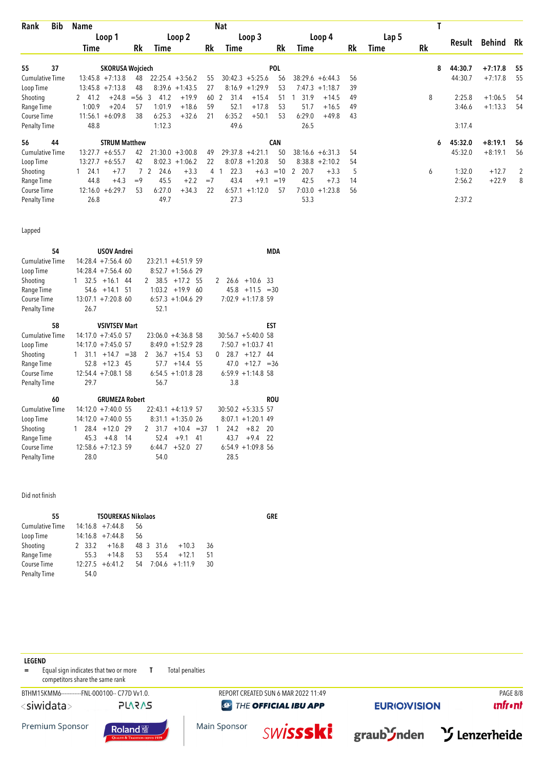| Rank | Bib | Name | | | | | | | | Nat | | | | | | T | Result | Behind | Rk |
|---|---|---|---|---|---|---|---|---|---|---|---|---|---|---|---|---|---|---|---|
| | | Loop 1 | | | Loop 2 | | | Loop 3 | | | Loop 4 | | | Lap 5 | | | | | |
| | | Time | | Rk | Time | | Rk | Time | | Rk | Time | | Rk | Time | Rk | | | | |
| 55 | 37 | SKORUSA Wojciech | | | | | | | | POL | | | | | | 8 | 44:30.7 | +7:17.8 | 55 |
| Cumulative Time | | 13:45.8 | +7:13.8 | 48 | 22:25.4 | +3:56.2 | 55 | 30:42.3 | +5:25.6 | 56 | 38:29.6 | +6:44.3 | 56 | | | | 44:30.7 | +7:17.8 | 55 |
| Loop Time | | 13:45.8 | +7:13.8 | 48 | 8:39.6 | +1:43.5 | 27 | 8:16.9 | +1:29.9 | 53 | 7:47.3 | +1:18.7 | 39 | | | | | | |
| Shooting | | 2 41.2 | +24.8 | =56 | 3 41.2 | +19.9 | 60 | 2 31.4 | +15.4 | 51 | 1 31.9 | +14.5 | 49 | | | 8 | 2:25.8 | +1:06.5 | 54 |
| Range Time | | 1:00.9 | +20.4 | 57 | 1:01.9 | +18.6 | 59 | 52.1 | +17.8 | 53 | 51.7 | +16.5 | 49 | | | | 3:46.6 | +1:13.3 | 54 |
| Course Time | | 11:56.1 | +6:09.8 | 38 | 6:25.3 | +32.6 | 21 | 6:35.2 | +50.1 | 53 | 6:29.0 | +49.8 | 43 | | | | | | |
| Penalty Time | | 48.8 | | | 1:12.3 | | | 49.6 | | | 26.5 | | | | | | 3:17.4 | | |
| 56 | 44 | STRUM Matthew | | | | | | | | CAN | | | | | | 6 | 45:32.0 | +8:19.1 | 56 |
| Cumulative Time | | 13:27.7 | +6:55.7 | 42 | 21:30.0 | +3:00.8 | 49 | 29:37.8 | +4:21.1 | 50 | 38:16.6 | +6:31.3 | 54 | | | | 45:32.0 | +8:19.1 | 56 |
| Loop Time | | 13:27.7 | +6:55.7 | 42 | 8:02.3 | +1:06.2 | 22 | 8:07.8 | +1:20.8 | 50 | 8:38.8 | +2:10.2 | 54 | | | | | | |
| Shooting | | 1 24.1 | +7.7 | 7 | 2 24.6 | +3.3 | 4 | 1 22.3 | +6.3 | =10 | 2 20.7 | +3.3 | 5 | | | 6 | 1:32.0 | +12.7 | 2 |
| Range Time | | 44.8 | +4.3 | =9 | 45.5 | +2.2 | =7 | 43.4 | +9.1 | =19 | 42.5 | +7.3 | 14 | | | | 2:56.2 | +22.9 | 8 |
| Course Time | | 12:16.0 | +6:29.7 | 53 | 6:27.0 | +34.3 | 22 | 6:57.1 | +1:12.0 | 57 | 7:03.0 | +1:23.8 | 56 | | | | | | |
| Penalty Time | | 26.8 | | | 49.7 | | | 27.3 | | | 53.3 | | | | | | 2:37.2 | | |

Lapped

| Bib | | Name | | | | | | | | Nat |
|---|---|---|---|---|---|---|---|---|---|---|
| 54 | | USOV Andrei | | | | | | | | MDA |
| Cumulative Time | | 14:28.4 | +7:56.4 | 60 | 23:21.1 | +4:51.9 | 59 | | | |
| Loop Time | | 14:28.4 | +7:56.4 | 60 | 8:52.7 | +1:56.6 | 29 | | | |
| Shooting | | 1 32.5 | +16.1 | 44 | 2 38.5 | +17.2 | 55 | 2 26.6 | +10.6 | 33 |
| Range Time | | 54.6 | +14.1 | 51 | 1:03.2 | +19.9 | 60 | 45.8 | +11.5 | =30 |
| Course Time | | 13:07.1 | +7:20.8 | 60 | 6:57.3 | +1:04.6 | 29 | 7:02.9 | +1:17.8 | 59 |
| Penalty Time | | 26.7 | | | 52.1 | | | | | |
| 58 | | VSIVTSEV Mart | | | | | | | | EST |
| Cumulative Time | | 14:17.0 | +7:45.0 | 57 | 23:06.0 | +4:36.8 | 58 | 30:56.7 | +5:40.0 | 58 |
| Loop Time | | 14:17.0 | +7:45.0 | 57 | 8:49.0 | +1:52.9 | 28 | 7:50.7 | +1:03.7 | 41 |
| Shooting | | 1 31.1 | +14.7 | =38 | 2 36.7 | +15.4 | 53 | 0 28.7 | +12.7 | 44 |
| Range Time | | 52.8 | +12.3 | 45 | 57.7 | +14.4 | 55 | 47.0 | +12.7 | =36 |
| Course Time | | 12:54.4 | +7:08.1 | 58 | 6:54.5 | +1:01.8 | 28 | 6:59.9 | +1:14.8 | 58 |
| Penalty Time | | 29.7 | | | 56.7 | | | 3.8 | | |
| 60 | | GRUMEZA Robert | | | | | | | | ROU |
| Cumulative Time | | 14:12.0 | +7:40.0 | 55 | 22:43.1 | +4:13.9 | 57 | 30:50.2 | +5:33.5 | 57 |
| Loop Time | | 14:12.0 | +7:40.0 | 55 | 8:31.1 | +1:35.0 | 26 | 8:07.1 | +1:20.1 | 49 |
| Shooting | | 1 28.4 | +12.0 | 29 | 2 31.7 | +10.4 | =37 | 1 24.2 | +8.2 | 20 |
| Range Time | | 45.3 | +4.8 | 14 | 52.4 | +9.1 | 41 | 43.7 | +9.4 | 22 |
| Course Time | | 12:58.6 | +7:12.3 | 59 | 6:44.7 | +52.0 | 27 | 6:54.9 | +1:09.8 | 56 |
| Penalty Time | | 28.0 | | | 54.0 | | | 28.5 | | |

Did not finish

| Bib | | Name | | | | | | Nat |
|---|---|---|---|---|---|---|---|---|
| 55 | | TSOUREKAS Nikolaos | | | | | | GRE |
| Cumulative Time | | 14:16.8 | +7:44.8 | 56 | | | | |
| Loop Time | | 14:16.8 | +7:44.8 | 56 | | | | |
| Shooting | | 2 33.2 | +16.8 | 48 | 3 31.6 | +10.3 | 36 | |
| Range Time | | 55.3 | +14.8 | 53 | 55.4 | +12.1 | 51 | |
| Course Time | | 12:27.5 | +6:41.2 | 54 | 7:04.6 | +1:11.9 | 30 | |
| Penalty Time | | 54.0 | | | | | | |

**LEGEND**

= Equal sign indicates that two or more competitors share the same rank

T Total penalties

BTHM15KMM6-----------FNL-000100-- C77D Vv1.0. REPORT CREATED SUN 6 MAR 2022 11:49

Premium Sponsor: Roland — Main Sponsor: swissski — graubünden — Lenzerheide